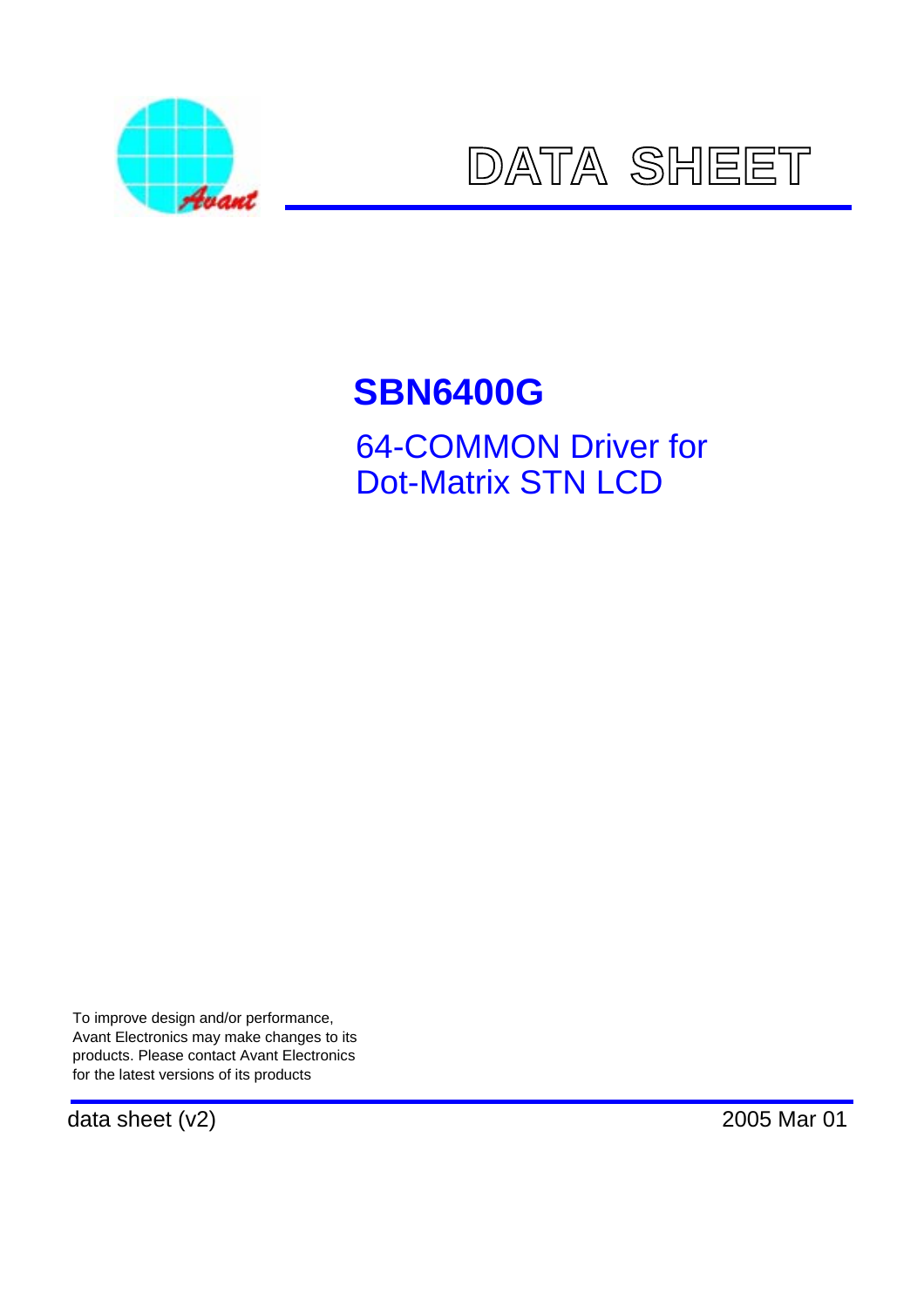# DATA SHEET

## SBN6400G

64-COMMON Driver for
Dot-Matrix STN LCD

To improve design and/or performance,
Avant Electronics may make changes to its
products. Please contact Avant Electronics
for the latest versions of its products

data sheet (v2) 2005 Mar 01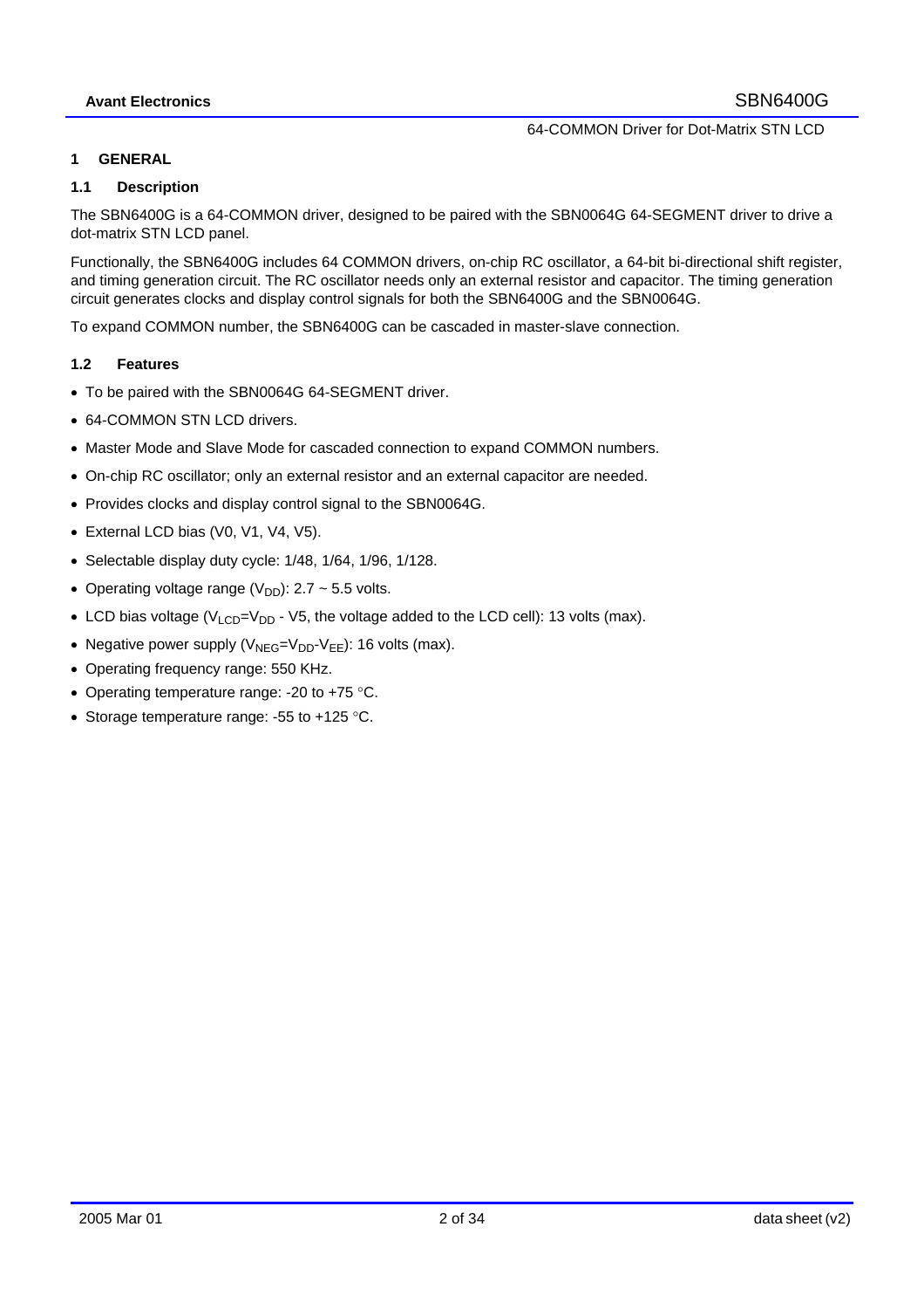## 1 GENERAL

### 1.1 Description

The SBN6400G is a 64-COMMON driver, designed to be paired with the SBN0064G 64-SEGMENT driver to drive a dot-matrix STN LCD panel.

Functionally, the SBN6400G includes 64 COMMON drivers, on-chip RC oscillator, a 64-bit bi-directional shift register, and timing generation circuit. The RC oscillator needs only an external resistor and capacitor. The timing generation circuit generates clocks and display control signals for both the SBN6400G and the SBN0064G.

To expand COMMON number, the SBN6400G can be cascaded in master-slave connection.

### 1.2 Features

- To be paired with the SBN0064G 64-SEGMENT driver.
- 64-COMMON STN LCD drivers.
- Master Mode and Slave Mode for cascaded connection to expand COMMON numbers.
- On-chip RC oscillator; only an external resistor and an external capacitor are needed.
- Provides clocks and display control signal to the SBN0064G.
- External LCD bias (V0, V1, V4, V5).
- Selectable display duty cycle: 1/48, 1/64, 1/96, 1/128.
- Operating voltage range ($V_{DD}$): 2.7 ~ 5.5 volts.
- LCD bias voltage ($V_{LCD}$=$V_{DD}$ - V5, the voltage added to the LCD cell): 13 volts (max).
- Negative power supply ($V_{NEG}$=$V_{DD}$-$V_{EE}$): 16 volts (max).
- Operating frequency range: 550 KHz.
- Operating temperature range: -20 to +75 °C.
- Storage temperature range: -55 to +125 °C.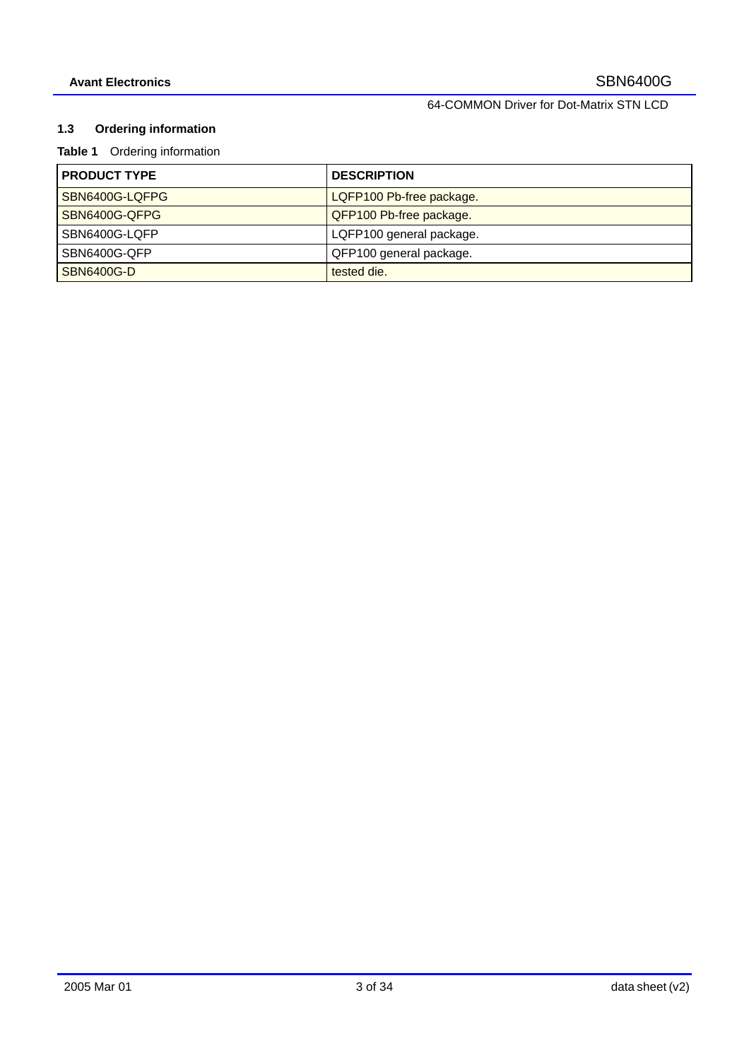### 1.3 Ordering information

**Table 1** Ordering information

| PRODUCT TYPE | DESCRIPTION |
|---|---|
| SBN6400G-LQFPG | LQFP100 Pb-free package. |
| SBN6400G-QFPG | QFP100 Pb-free package. |
| SBN6400G-LQFP | LQFP100 general package. |
| SBN6400G-QFP | QFP100 general package. |
| SBN6400G-D | tested die. |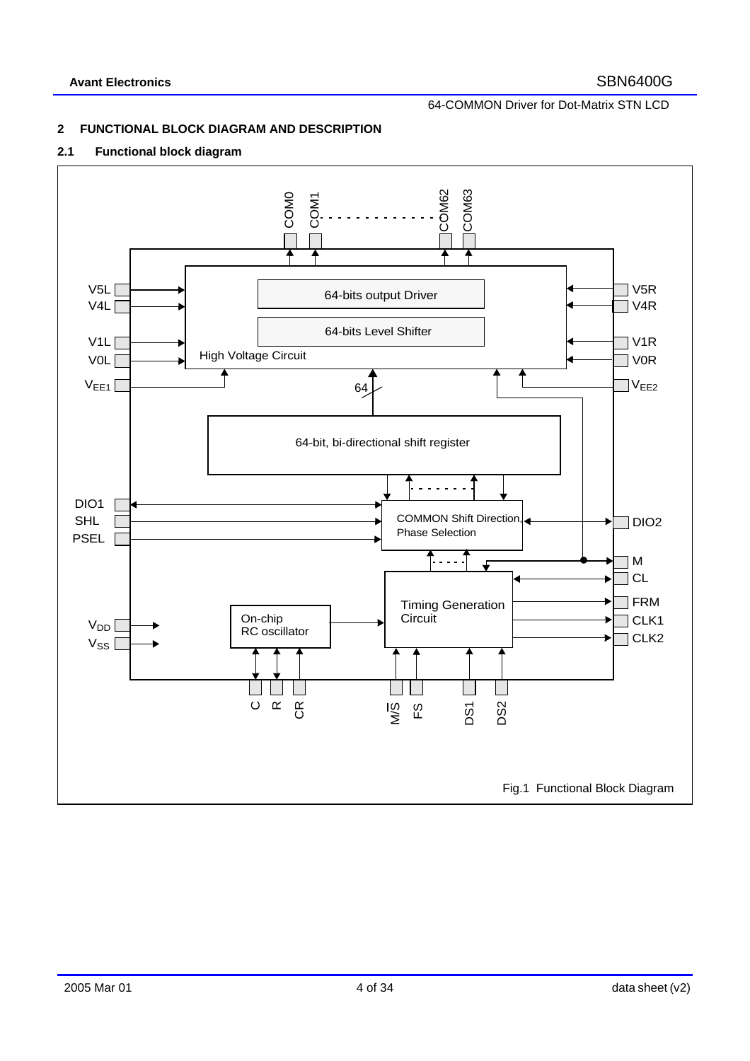## 2 FUNCTIONAL BLOCK DIAGRAM AND DESCRIPTION

### 2.1 Functional block diagram

Fig.1 Functional Block Diagram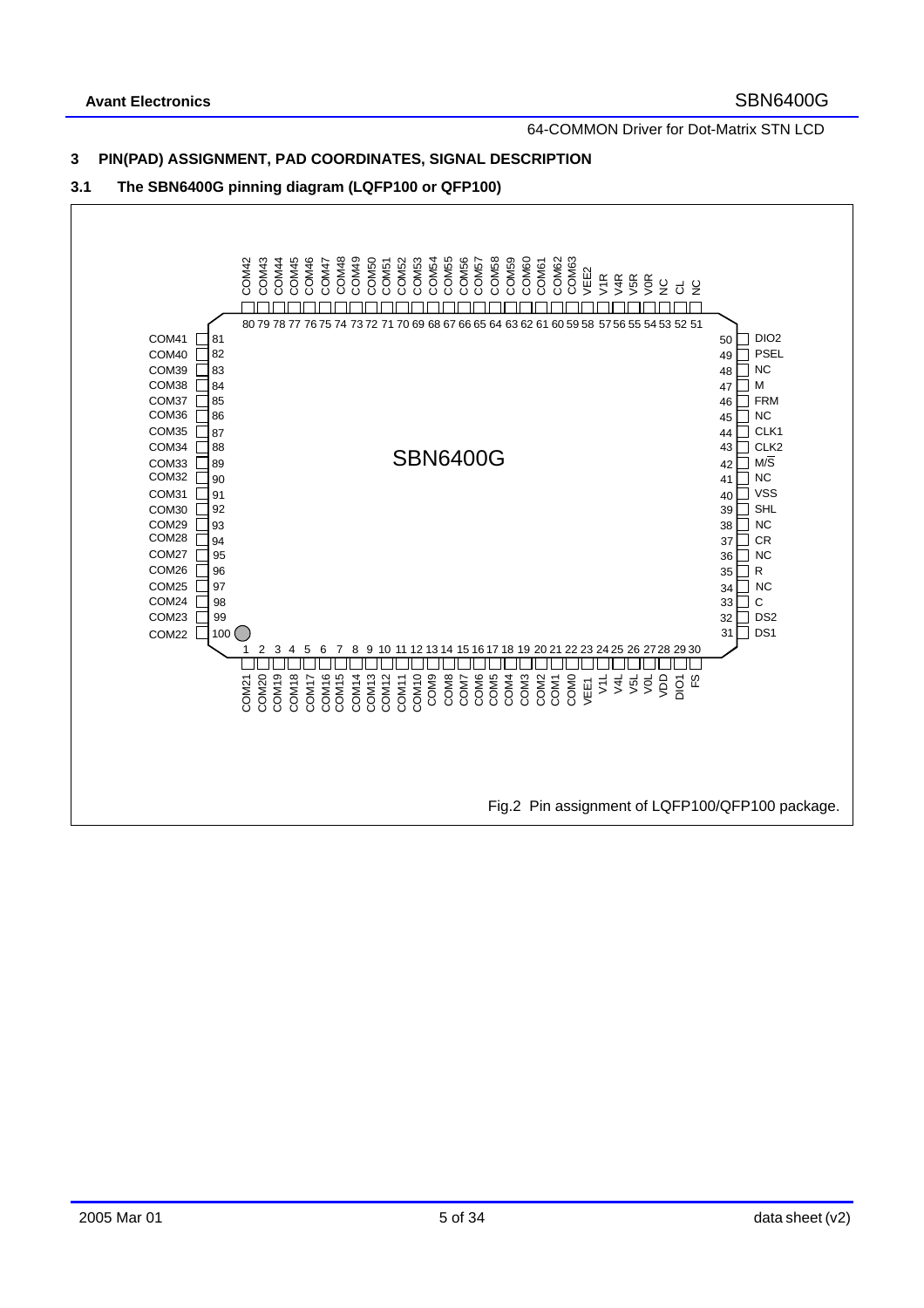## 3 PIN(PAD) ASSIGNMENT, PAD COORDINATES, SIGNAL DESCRIPTION

### 3.1 The SBN6400G pinning diagram (LQFP100 or QFP100)

SBN6400G

| Pin | Name | Pin | Name | Pin | Name | Pin | Name |
|---|---|---|---|---|---|---|---|
| 1 | COM21 | 26 | VDD | 51 | NC | 76 | COM46 |
| 2 | COM20 | 27 | DIO1 | 52 | CL | 77 | COM45 |
| 3 | COM19 | 28 | FS | 53 | NC | 78 | COM44 |
| 4 | COM18 | 29 | | 54 | V0R | 79 | COM43 |
| 5 | COM17 | 30 | | 55 | V5R | 80 | COM42 |
| 6 | COM16 | 31 | DS1 | 56 | V4R | 81 | COM41 |
| 7 | COM15 | 32 | DS2 | 57 | V1R | 82 | COM40 |
| 8 | COM14 | 33 | C | 58 | VEE2 | 83 | COM39 |
| 9 | COM13 | 34 | NC | 59 | COM63 | 84 | COM38 |
| 10 | COM12 | 35 | R | 60 | COM62 | 85 | COM37 |
| 11 | COM11 | 36 | NC | 61 | COM61 | 86 | COM36 |
| 12 | COM10 | 37 | CR | 62 | COM60 | 87 | COM35 |
| 13 | COM9 | 38 | NC | 63 | COM59 | 88 | COM34 |
| 14 | COM8 | 39 | SHL | 64 | COM58 | 89 | COM33 |
| 15 | COM7 | 40 | VSS | 65 | COM57 | 90 | COM32 |
| 16 | COM6 | 41 | NC | 66 | COM56 | 91 | COM31 |
| 17 | COM5 | 42 | M/$\overline{S}$ | 67 | COM55 | 92 | COM30 |
| 18 | COM4 | 43 | CLK2 | 68 | COM54 | 93 | COM29 |
| 19 | COM3 | 44 | CLK1 | 69 | COM53 | 94 | COM28 |
| 20 | COM2 | 45 | NC | 70 | COM52 | 95 | COM27 |
| 21 | COM1 | 46 | FRM | 71 | COM51 | 96 | COM26 |
| 22 | COM0 | 47 | M | 72 | COM50 | 97 | COM25 |
| 23 | VEE1 | 48 | NC | 73 | COM49 | 98 | COM24 |
| 24 | V1L | 49 | PSEL | 74 | COM48 | 99 | COM23 |
| 25 | V4L | 50 | DIO2 | 75 | COM47 | 100 | COM22 |

Note (bottom-side labels as printed, pins 1–30): COM21, COM20, COM19, COM18, COM17, COM16, COM15, COM14, COM13, COM12, COM11, COM10, COM9, COM8, COM7, COM6, COM5, COM4, COM3, COM2, COM1, COM0, VEE1, V1L, V4L, V5L, V0L, VDD, DIO1, FS

Fig.2 Pin assignment of LQFP100/QFP100 package.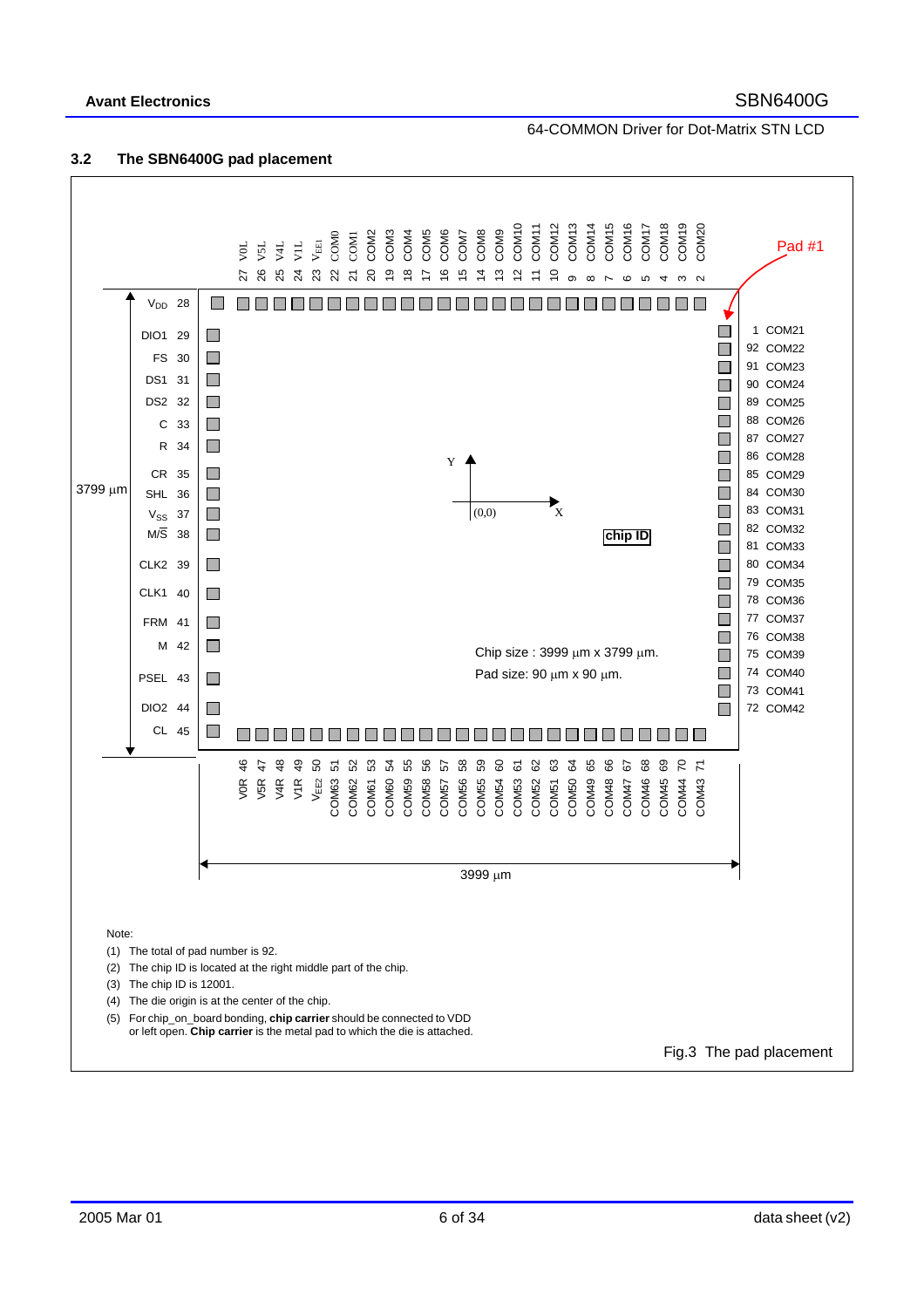### 3.2 The SBN6400G pad placement

Top side pads (left to right):

27 V0L, 26 V5L, 25 V4L, 24 V1L, 23 $V_{EE1}$, 22 COM0, 21 COM1, 20 COM2, 19 COM3, 18 COM4, 17 COM5, 16 COM6, 15 COM7, 14 COM8, 13 COM9, 12 COM10, 11 COM11, 10 COM12, 9 COM13, 8 COM14, 7 COM15, 6 COM16, 5 COM17, 4 COM18, 3 COM19, 2 COM20

Pad #1

Left side pads (top to bottom):

| Pad name | No. |
|---|---|
| $V_{DD}$ | 28 |
| DIO1 | 29 |
| FS | 30 |
| DS1 | 31 |
| DS2 | 32 |
| C | 33 |
| R | 34 |
| CR | 35 |
| SHL | 36 |
| $V_{SS}$ | 37 |
| M/$\overline{S}$ | 38 |
| CLK2 | 39 |
| CLK1 | 40 |
| FRM | 41 |
| M | 42 |
| PSEL | 43 |
| DIO2 | 44 |
| CL | 45 |

Right side pads (top to bottom):

| No. | Pad name |
|---|---|
| 1 | COM21 |
| 92 | COM22 |
| 91 | COM23 |
| 90 | COM24 |
| 89 | COM25 |
| 88 | COM26 |
| 87 | COM27 |
| 86 | COM28 |
| 85 | COM29 |
| 84 | COM30 |
| 83 | COM31 |
| 82 | COM32 |
| 81 | COM33 |
| 80 | COM34 |
| 79 | COM35 |
| 78 | COM36 |
| 77 | COM37 |
| 76 | COM38 |
| 75 | COM39 |
| 74 | COM40 |
| 73 | COM41 |
| 72 | COM42 |

Bottom side pads (left to right):

V0R 46, V5R 47, V4R 48, V1R 49, $V_{EE2}$ 50, COM63 51, COM62 52, COM61 53, COM60 54, COM59 55, COM58 56, COM57 57, COM56 58, COM55 59, COM54 60, COM53 61, COM52 62, COM51 63, COM50 64, COM49 65, COM48 66, COM47 67, COM46 68, COM45 69, COM44 70, COM43 71

Y, X, (0,0)

chip ID

Chip size : 3999 µm x 3799 µm.

Pad size: 90 µm x 90 µm.

3799 µm (height), 3999 µm (width)

Note:

(1) The total of pad number is 92.
(2) The chip ID is located at the right middle part of the chip.
(3) The chip ID is 12001.
(4) The die origin is at the center of the chip.
(5) For chip_on_board bonding, **chip carrier** should be connected to VDD or left open. **Chip carrier** is the metal pad to which the die is attached.

Fig.3 The pad placement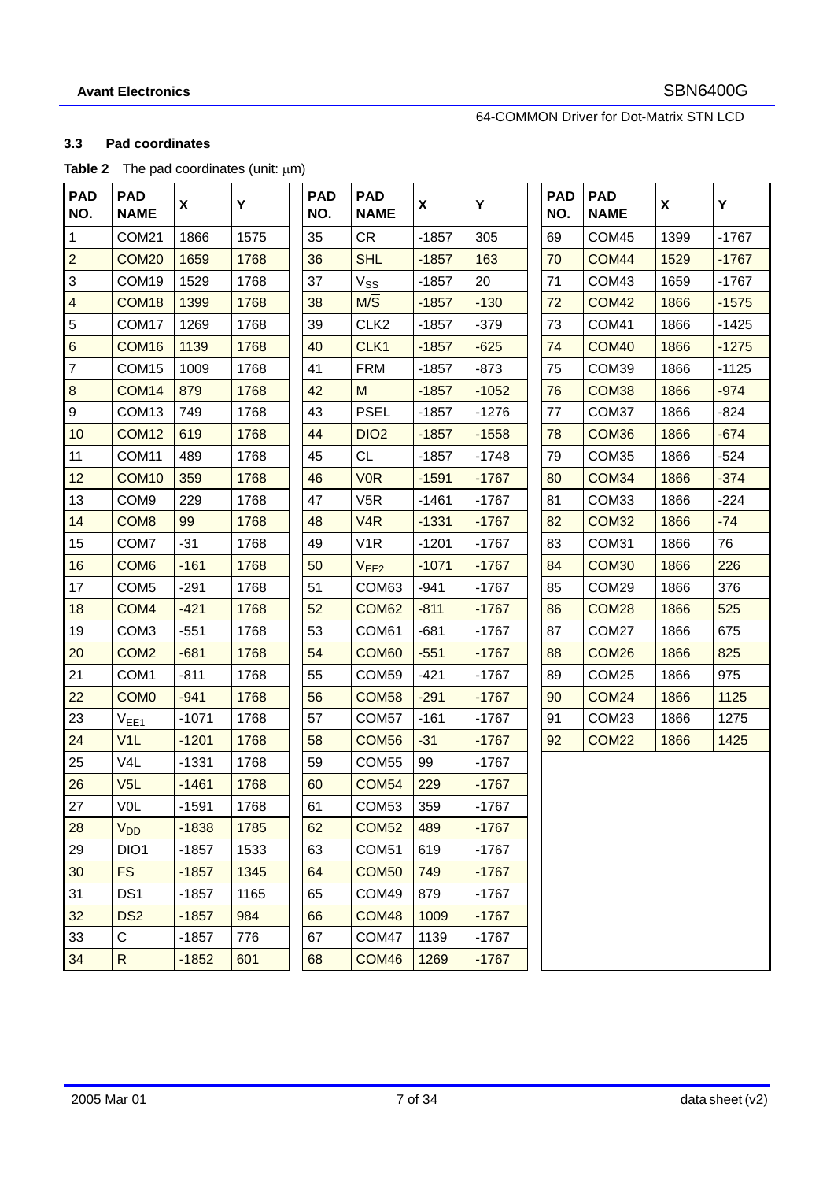### 3.3 Pad coordinates

**Table 2** The pad coordinates (unit: μm)

| PAD NO. | PAD NAME | X | Y | PAD NO. | PAD NAME | X | Y | PAD NO. | PAD NAME | X | Y |
|---|---|---|---|---|---|---|---|---|---|---|---|
| 1 | COM21 | 1866 | 1575 | 35 | CR | -1857 | 305 | 69 | COM45 | 1399 | -1767 |
| 2 | COM20 | 1659 | 1768 | 36 | SHL | -1857 | 163 | 70 | COM44 | 1529 | -1767 |
| 3 | COM19 | 1529 | 1768 | 37 | $V_{SS}$ | -1857 | 20 | 71 | COM43 | 1659 | -1767 |
| 4 | COM18 | 1399 | 1768 | 38 | $M/\overline{S}$ | -1857 | -130 | 72 | COM42 | 1866 | -1575 |
| 5 | COM17 | 1269 | 1768 | 39 | CLK2 | -1857 | -379 | 73 | COM41 | 1866 | -1425 |
| 6 | COM16 | 1139 | 1768 | 40 | CLK1 | -1857 | -625 | 74 | COM40 | 1866 | -1275 |
| 7 | COM15 | 1009 | 1768 | 41 | FRM | -1857 | -873 | 75 | COM39 | 1866 | -1125 |
| 8 | COM14 | 879 | 1768 | 42 | M | -1857 | -1052 | 76 | COM38 | 1866 | -974 |
| 9 | COM13 | 749 | 1768 | 43 | PSEL | -1857 | -1276 | 77 | COM37 | 1866 | -824 |
| 10 | COM12 | 619 | 1768 | 44 | DIO2 | -1857 | -1558 | 78 | COM36 | 1866 | -674 |
| 11 | COM11 | 489 | 1768 | 45 | CL | -1857 | -1748 | 79 | COM35 | 1866 | -524 |
| 12 | COM10 | 359 | 1768 | 46 | V0R | -1591 | -1767 | 80 | COM34 | 1866 | -374 |
| 13 | COM9 | 229 | 1768 | 47 | V5R | -1461 | -1767 | 81 | COM33 | 1866 | -224 |
| 14 | COM8 | 99 | 1768 | 48 | V4R | -1331 | -1767 | 82 | COM32 | 1866 | -74 |
| 15 | COM7 | -31 | 1768 | 49 | V1R | -1201 | -1767 | 83 | COM31 | 1866 | 76 |
| 16 | COM6 | -161 | 1768 | 50 | $V_{EE2}$ | -1071 | -1767 | 84 | COM30 | 1866 | 226 |
| 17 | COM5 | -291 | 1768 | 51 | COM63 | -941 | -1767 | 85 | COM29 | 1866 | 376 |
| 18 | COM4 | -421 | 1768 | 52 | COM62 | -811 | -1767 | 86 | COM28 | 1866 | 525 |
| 19 | COM3 | -551 | 1768 | 53 | COM61 | -681 | -1767 | 87 | COM27 | 1866 | 675 |
| 20 | COM2 | -681 | 1768 | 54 | COM60 | -551 | -1767 | 88 | COM26 | 1866 | 825 |
| 21 | COM1 | -811 | 1768 | 55 | COM59 | -421 | -1767 | 89 | COM25 | 1866 | 975 |
| 22 | COM0 | -941 | 1768 | 56 | COM58 | -291 | -1767 | 90 | COM24 | 1866 | 1125 |
| 23 | $V_{EE1}$ | -1071 | 1768 | 57 | COM57 | -161 | -1767 | 91 | COM23 | 1866 | 1275 |
| 24 | V1L | -1201 | 1768 | 58 | COM56 | -31 | -1767 | 92 | COM22 | 1866 | 1425 |
| 25 | V4L | -1331 | 1768 | 59 | COM55 | 99 | -1767 | | | | |
| 26 | V5L | -1461 | 1768 | 60 | COM54 | 229 | -1767 | | | | |
| 27 | V0L | -1591 | 1768 | 61 | COM53 | 359 | -1767 | | | | |
| 28 | $V_{DD}$ | -1838 | 1785 | 62 | COM52 | 489 | -1767 | | | | |
| 29 | DIO1 | -1857 | 1533 | 63 | COM51 | 619 | -1767 | | | | |
| 30 | FS | -1857 | 1345 | 64 | COM50 | 749 | -1767 | | | | |
| 31 | DS1 | -1857 | 1165 | 65 | COM49 | 879 | -1767 | | | | |
| 32 | DS2 | -1857 | 984 | 66 | COM48 | 1009 | -1767 | | | | |
| 33 | C | -1857 | 776 | 67 | COM47 | 1139 | -1767 | | | | |
| 34 | R | -1852 | 601 | 68 | COM46 | 1269 | -1767 | | | | |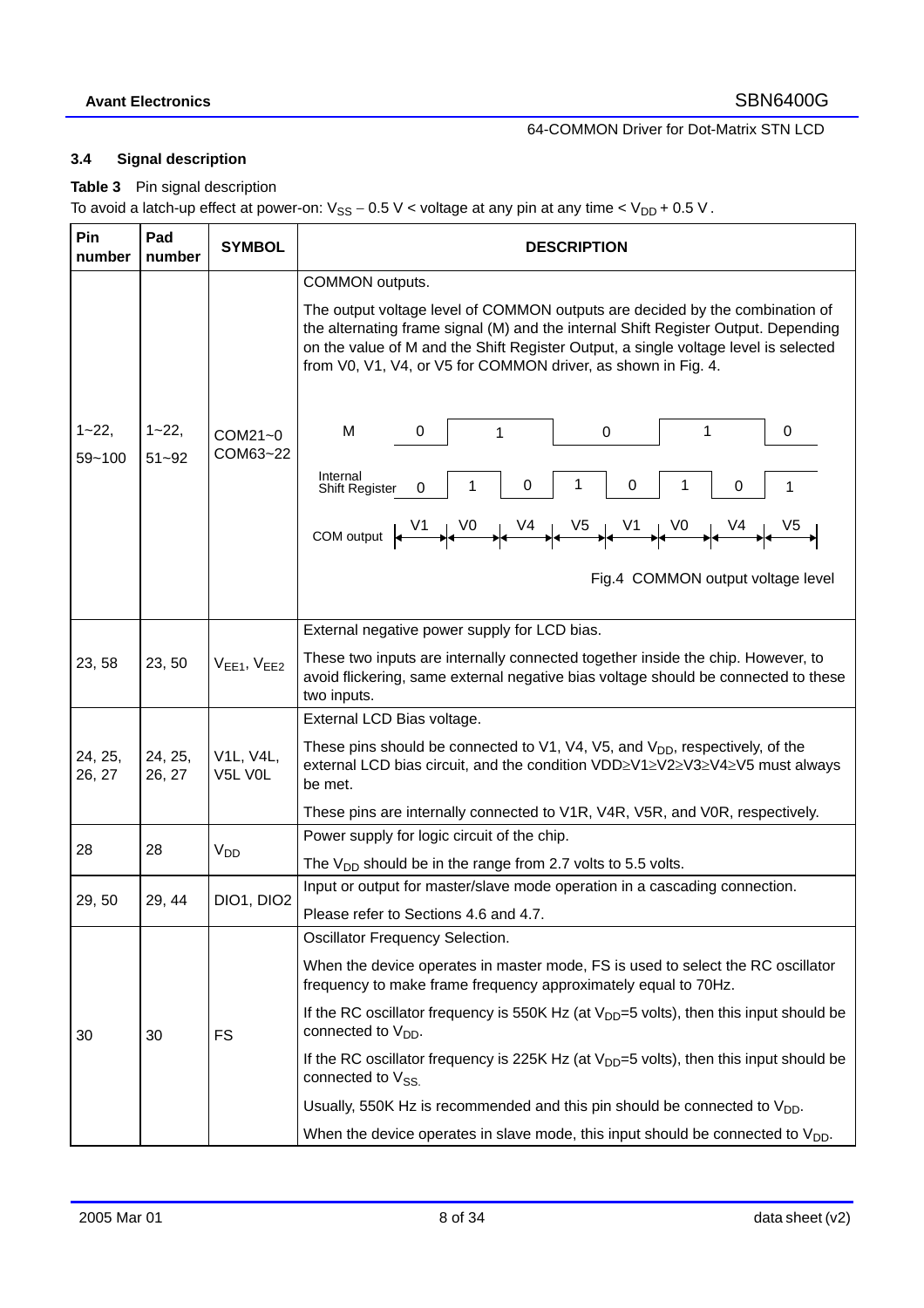### 3.4 Signal description

**Table 3** Pin signal description

To avoid a latch-up effect at power-on: $V_{SS} - 0.5$ V < voltage at any pin at any time < $V_{DD} + 0.5$ V .

| Pin number | Pad number | SYMBOL | DESCRIPTION |
|---|---|---|---|
| 1~22, 59~100 | 1~22, 51~92 | COM21~0 COM63~22 | COMMON outputs. The output voltage level of COMMON outputs are decided by the combination of the alternating frame signal (M) and the internal Shift Register Output. Depending on the value of M and the Shift Register Output, a single voltage level is selected from V0, V1, V4, or V5 for COMMON driver, as shown in Fig. 4. M: 0, 1, 0, 1, 0; Internal Shift Register: 0, 1, 0, 1, 0, 1, 0, 1; COM output: V1, V0, V4, V5, V1, V0, V4, V5. Fig.4 COMMON output voltage level |
| 23, 58 | 23, 50 | $V_{EE1}$, $V_{EE2}$ | External negative power supply for LCD bias. These two inputs are internally connected together inside the chip. However, to avoid flickering, same external negative bias voltage should be connected to these two inputs. |
| 24, 25, 26, 27 | 24, 25, 26, 27 | V1L, V4L, V5L V0L | External LCD Bias voltage. These pins should be connected to V1, V4, V5, and $V_{DD}$, respectively, of the external LCD bias circuit, and the condition VDD≥V1≥V2≥V3≥V4≥V5 must always be met. These pins are internally connected to V1R, V4R, V5R, and V0R, respectively. |
| 28 | 28 | $V_{DD}$ | Power supply for logic circuit of the chip. The $V_{DD}$ should be in the range from 2.7 volts to 5.5 volts. |
| 29, 50 | 29, 44 | DIO1, DIO2 | Input or output for master/slave mode operation in a cascading connection. Please refer to Sections 4.6 and 4.7. |
| 30 | 30 | FS | Oscillator Frequency Selection. When the device operates in master mode, FS is used to select the RC oscillator frequency to make frame frequency approximately equal to 70Hz. If the RC oscillator frequency is 550K Hz (at $V_{DD}$=5 volts), then this input should be connected to $V_{DD}$. If the RC oscillator frequency is 225K Hz (at $V_{DD}$=5 volts), then this input should be connected to $V_{SS}$. Usually, 550K Hz is recommended and this pin should be connected to $V_{DD}$. When the device operates in slave mode, this input should be connected to $V_{DD}$. |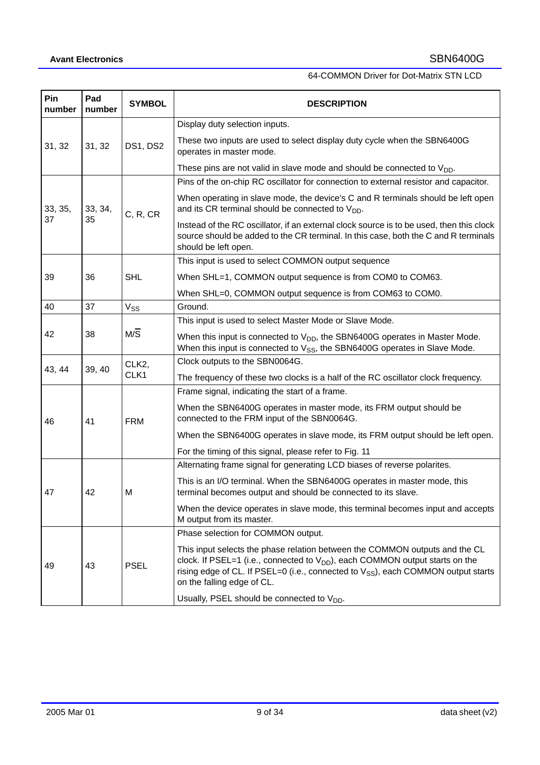| Pin number | Pad number | SYMBOL | DESCRIPTION |
|---|---|---|---|
| 31, 32 | 31, 32 | DS1, DS2 | Display duty selection inputs.<br>These two inputs are used to select display duty cycle when the SBN6400G operates in master mode.<br>These pins are not valid in slave mode and should be connected to $V_{DD}$. |
| 33, 35, 37 | 33, 34, 35 | C, R, CR | Pins of the on-chip RC oscillator for connection to external resistor and capacitor.<br>When operating in slave mode, the device's C and R terminals should be left open and its CR terminal should be connected to $V_{DD}$.<br>Instead of the RC oscillator, if an external clock source is to be used, then this clock source should be added to the CR terminal. In this case, both the C and R terminals should be left open. |
| 39 | 36 | SHL | This input is used to select COMMON output sequence<br>When SHL=1, COMMON output sequence is from COM0 to COM63.<br>When SHL=0, COMMON output sequence is from COM63 to COM0. |
| 40 | 37 | $V_{SS}$ | Ground. |
| 42 | 38 | M/$\overline{S}$ | This input is used to select Master Mode or Slave Mode.<br>When this input is connected to $V_{DD}$, the SBN6400G operates in Master Mode. When this input is connected to $V_{SS}$, the SBN6400G operates in Slave Mode. |
| 43, 44 | 39, 40 | CLK2, CLK1 | Clock outputs to the SBN0064G.<br>The frequency of these two clocks is a half of the RC oscillator clock frequency. |
| 46 | 41 | FRM | Frame signal, indicating the start of a frame.<br>When the SBN6400G operates in master mode, its FRM output should be connected to the FRM input of the SBN0064G.<br>When the SBN6400G operates in slave mode, its FRM output should be left open.<br>For the timing of this signal, please refer to Fig. 11 |
| 47 | 42 | M | Alternating frame signal for generating LCD biases of reverse polarites.<br>This is an I/O terminal. When the SBN6400G operates in master mode, this terminal becomes output and should be connected to its slave.<br>When the device operates in slave mode, this terminal becomes input and accepts M output from its master. |
| 49 | 43 | PSEL | Phase selection for COMMON output.<br>This input selects the phase relation between the COMMON outputs and the CL clock. If PSEL=1 (i.e., connected to $V_{DD}$), each COMMON output starts on the rising edge of CL. If PSEL=0 (i.e., connected to $V_{SS}$), each COMMON output starts on the falling edge of CL.<br>Usually, PSEL should be connected to $V_{DD}$. |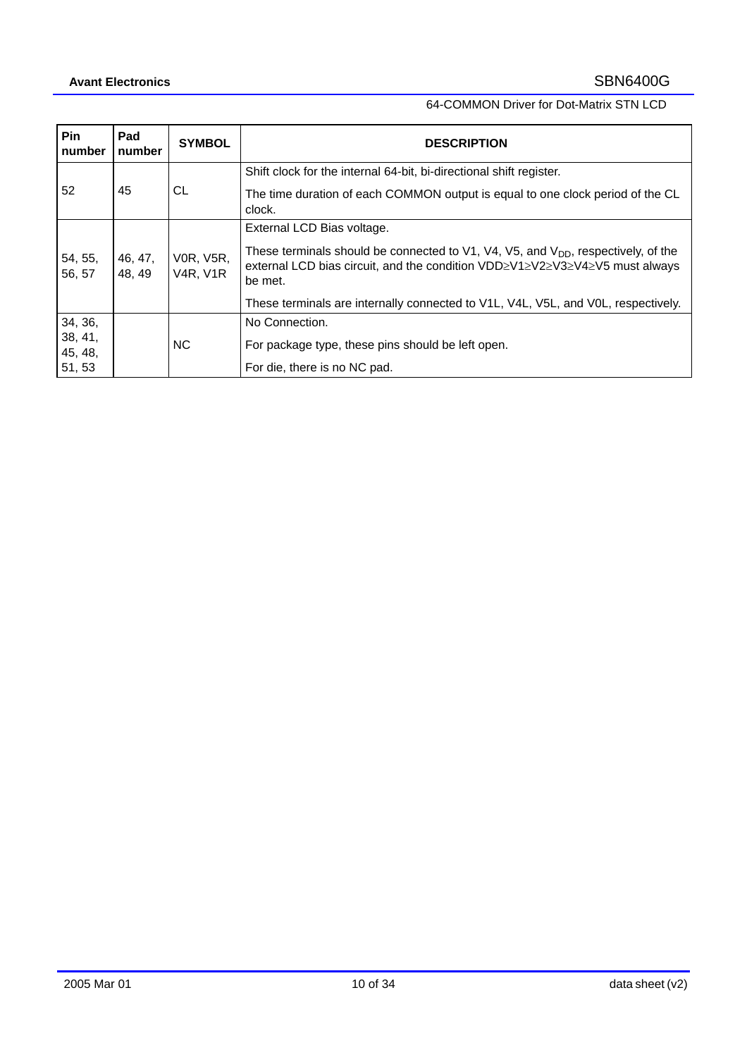| Pin number | Pad number | SYMBOL | DESCRIPTION |
|---|---|---|---|
| 52 | 45 | CL | Shift clock for the internal 64-bit, bi-directional shift register.<br>The time duration of each COMMON output is equal to one clock period of the CL clock. |
| 54, 55, 56, 57 | 46, 47, 48, 49 | V0R, V5R, V4R, V1R | External LCD Bias voltage.<br>These terminals should be connected to V1, V4, V5, and $V_{DD}$, respectively, of the external LCD bias circuit, and the condition $VDD \geq V1 \geq V2 \geq V3 \geq V4 \geq V5$ must always be met.<br>These terminals are internally connected to V1L, V4L, V5L, and V0L, respectively. |
| 34, 36, 38, 41, 45, 48, 51, 53 | | NC | No Connection.<br>For package type, these pins should be left open.<br>For die, there is no NC pad. |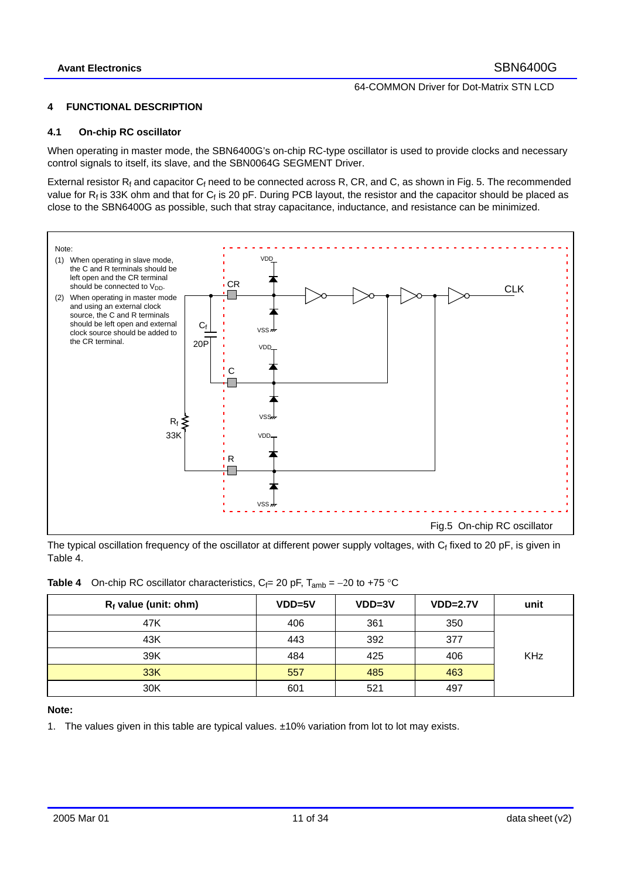## 4 FUNCTIONAL DESCRIPTION

### 4.1 On-chip RC oscillator

When operating in master mode, the SBN6400G's on-chip RC-type oscillator is used to provide clocks and necessary control signals to itself, its slave, and the SBN0064G SEGMENT Driver.

External resistor $R_f$ and capacitor $C_f$ need to be connected across R, CR, and C, as shown in Fig. 5. The recommended value for $R_f$ is 33K ohm and that for $C_f$ is 20 pF. During PCB layout, the resistor and the capacitor should be placed as close to the SBN6400G as possible, such that stray capacitance, inductance, and resistance can be minimized.

Note:

(1) When operating in slave mode, the C and R terminals should be left open and the CR terminal should be connected to $V_{DD}$.

(2) When operating in master mode and using an external clock source, the C and R terminals should be left open and external clock source should be added to the CR terminal.

Fig.5 On-chip RC oscillator

The typical oscillation frequency of the oscillator at different power supply voltages, with $C_f$ fixed to 20 pF, is given in Table 4.

**Table 4** On-chip RC oscillator characteristics, $C_f$= 20 pF, $T_{amb}$ = −20 to +75 °C

| $R_f$ value (unit: ohm) | VDD=5V | VDD=3V | VDD=2.7V | unit |
|---|---|---|---|---|
| 47K | 406 | 361 | 350 | KHz |
| 43K | 443 | 392 | 377 | |
| 39K | 484 | 425 | 406 | |
| 33K | 557 | 485 | 463 | |
| 30K | 601 | 521 | 497 | |

**Note:**

1. The values given in this table are typical values. ±10% variation from lot to lot may exists.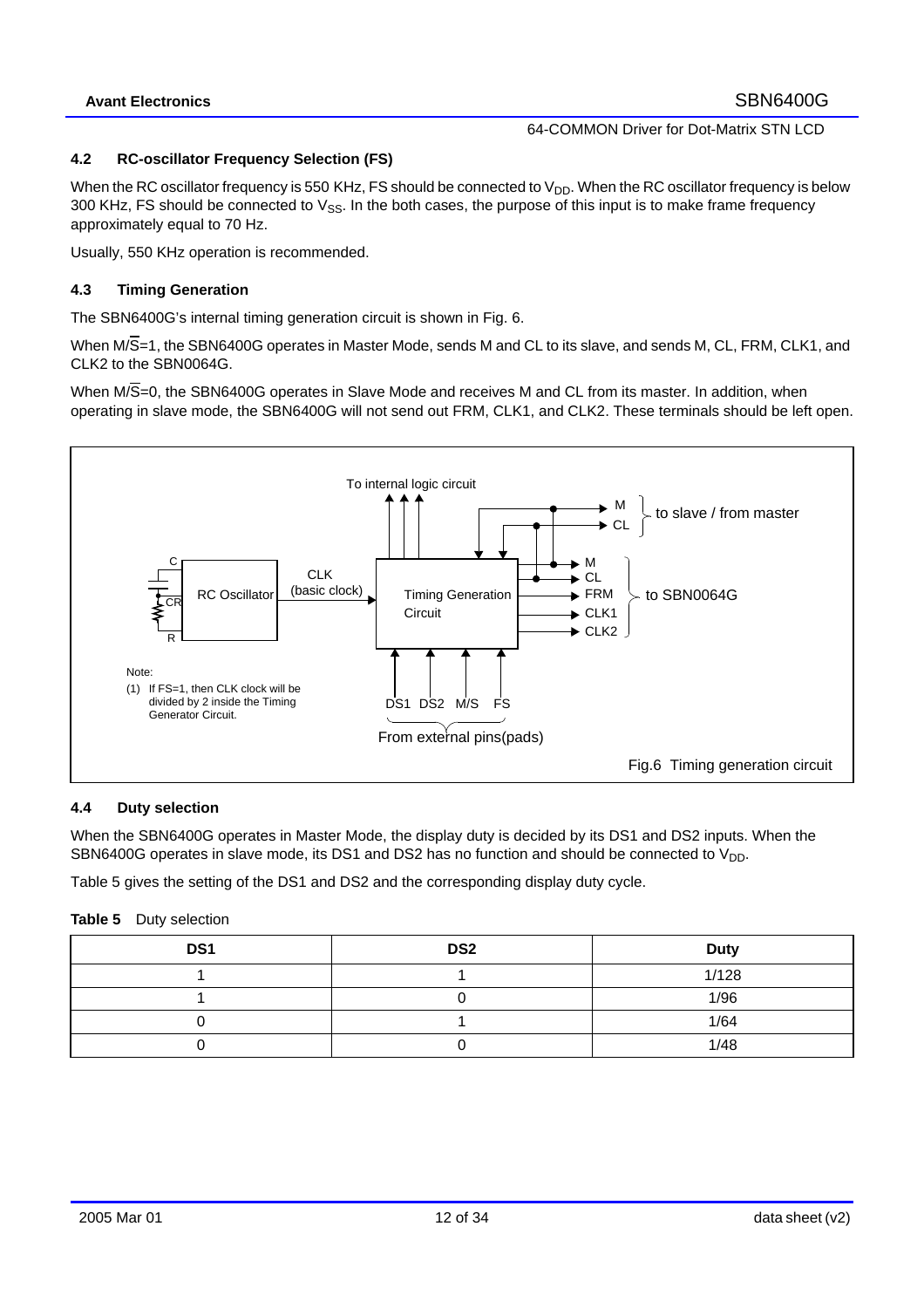### 4.2 RC-oscillator Frequency Selection (FS)

When the RC oscillator frequency is 550 KHz, FS should be connected to $V_{DD}$. When the RC oscillator frequency is below 300 KHz, FS should be connected to $V_{SS}$. In the both cases, the purpose of this input is to make frame frequency approximately equal to 70 Hz.

Usually, 550 KHz operation is recommended.

### 4.3 Timing Generation

The SBN6400G's internal timing generation circuit is shown in Fig. 6.

When M/$\overline{S}$=1, the SBN6400G operates in Master Mode, sends M and CL to its slave, and sends M, CL, FRM, CLK1, and CLK2 to the SBN0064G.

When M/$\overline{S}$=0, the SBN6400G operates in Slave Mode and receives M and CL from its master. In addition, when operating in slave mode, the SBN6400G will not send out FRM, CLK1, and CLK2. These terminals should be left open.

Note:
(1) If FS=1, then CLK clock will be divided by 2 inside the Timing Generator Circuit.

Fig.6 Timing generation circuit

### 4.4 Duty selection

When the SBN6400G operates in Master Mode, the display duty is decided by its DS1 and DS2 inputs. When the SBN6400G operates in slave mode, its DS1 and DS2 has no function and should be connected to $V_{DD}$.

Table 5 gives the setting of the DS1 and DS2 and the corresponding display duty cycle.

**Table 5** Duty selection

| DS1 | DS2 | Duty |
|---|---|---|
| 1 | 1 | 1/128 |
| 1 | 0 | 1/96 |
| 0 | 1 | 1/64 |
| 0 | 0 | 1/48 |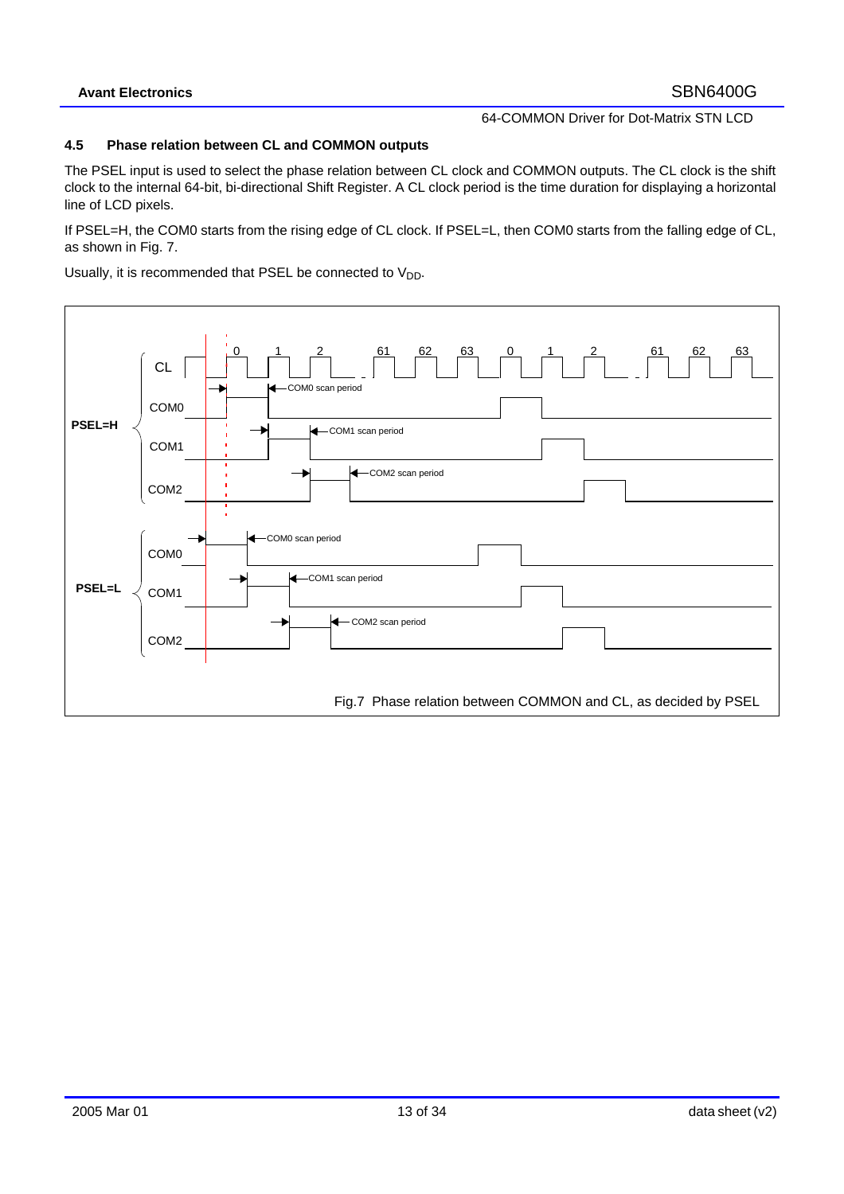### 4.5 Phase relation between CL and COMMON outputs

The PSEL input is used to select the phase relation between CL clock and COMMON outputs. The CL clock is the shift clock to the internal 64-bit, bi-directional Shift Register. A CL clock period is the time duration for displaying a horizontal line of LCD pixels.

If PSEL=H, the COM0 starts from the rising edge of CL clock. If PSEL=L, then COM0 starts from the falling edge of CL, as shown in Fig. 7.

Usually, it is recommended that PSEL be connected to $V_{DD}$.

Fig.7 Phase relation between COMMON and CL, as decided by PSEL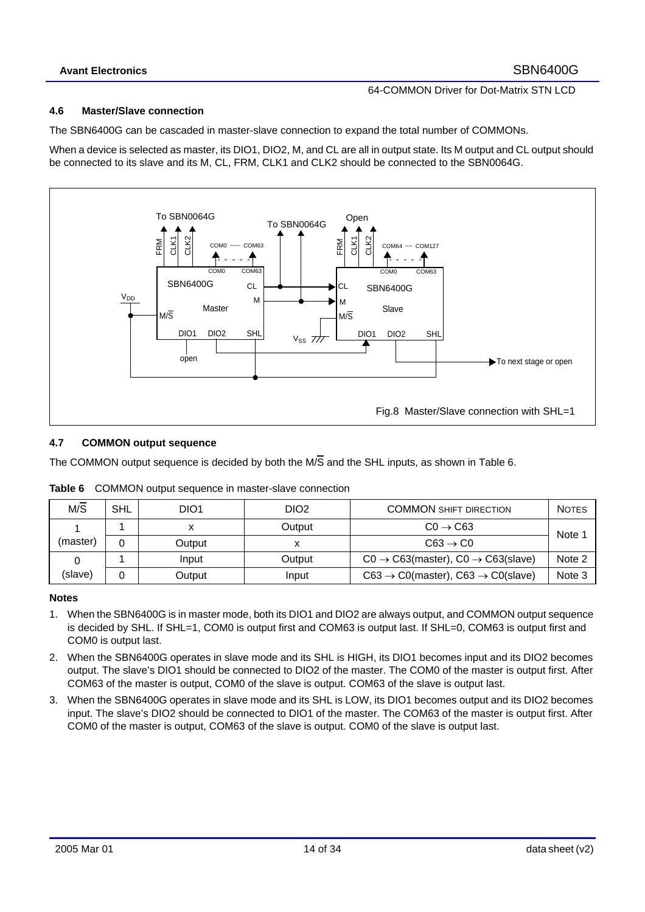### 4.6 Master/Slave connection

The SBN6400G can be cascaded in master-slave connection to expand the total number of COMMONs.

When a device is selected as master, its DIO1, DIO2, M, and CL are all in output state. Its M output and CL output should be connected to its slave and its M, CL, FRM, CLK1 and CLK2 should be connected to the SBN0064G.

Fig.8 Master/Slave connection with SHL=1

### 4.7 COMMON output sequence

The COMMON output sequence is decided by both the M/$\overline{S}$ and the SHL inputs, as shown in Table 6.

**Table 6** COMMON output sequence in master-slave connection

| M/$\overline{S}$ | SHL | DIO1 | DIO2 | COMMON SHIFT DIRECTION | NOTES |
|---|---|---|---|---|---|
| 1 (master) | 1 | x | Output | C0 → C63 | Note 1 |
| | 0 | Output | x | C63 → C0 | |
| 0 (slave) | 1 | Input | Output | C0 → C63(master), C0 → C63(slave) | Note 2 |
| | 0 | Output | Input | C63 → C0(master), C63 → C0(slave) | Note 3 |

**Notes**

1. When the SBN6400G is in master mode, both its DIO1 and DIO2 are always output, and COMMON output sequence is decided by SHL. If SHL=1, COM0 is output first and COM63 is output last. If SHL=0, COM63 is output first and COM0 is output last.
2. When the SBN6400G operates in slave mode and its SHL is HIGH, its DIO1 becomes input and its DIO2 becomes output. The slave's DIO1 should be connected to DIO2 of the master. The COM0 of the master is output first. After COM63 of the master is output, COM0 of the slave is output. COM63 of the slave is output last.
3. When the SBN6400G operates in slave mode and its SHL is LOW, its DIO1 becomes output and its DIO2 becomes input. The slave's DIO2 should be connected to DIO1 of the master. The COM63 of the master is output first. After COM0 of the master is output, COM63 of the slave is output. COM0 of the slave is output last.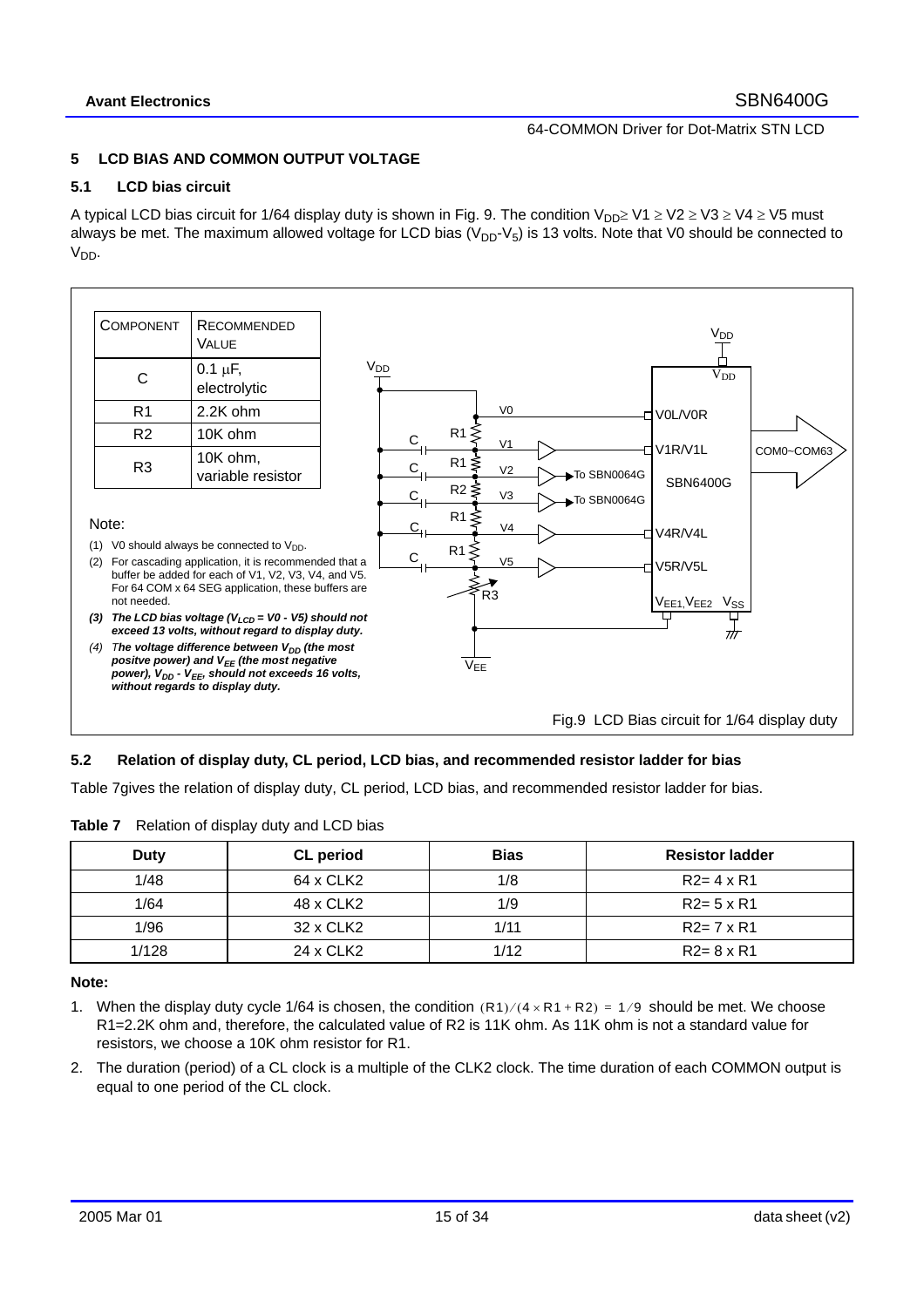## 5 LCD BIAS AND COMMON OUTPUT VOLTAGE

### 5.1 LCD bias circuit

A typical LCD bias circuit for 1/64 display duty is shown in Fig. 9. The condition $V_{DD} \geq V1 \geq V2 \geq V3 \geq V4 \geq V5$ must always be met. The maximum allowed voltage for LCD bias ($V_{DD}$-$V_5$) is 13 volts. Note that V0 should be connected to $V_{DD}$.

| COMPONENT | RECOMMENDED VALUE |
|---|---|
| C | 0.1 μF, electrolytic |
| R1 | 2.2K ohm |
| R2 | 10K ohm |
| R3 | 10K ohm, variable resistor |

Note:

(1) V0 should always be connected to $V_{DD}$.

(2) For cascading application, it is recommended that a buffer be added for each of V1, V2, V3, V4, and V5. For 64 COM x 64 SEG application, these buffers are not needed.

***(3) The LCD bias voltage ($V_{LCD}$ = V0 - V5) should not exceed 13 volts, without regard to display duty.***

***(4) The voltage difference between $V_{DD}$ (the most positve power) and $V_{EE}$ (the most negative power), $V_{DD}$ - $V_{EE}$, should not exceeds 16 volts, without regards to display duty.***

Fig.9 LCD Bias circuit for 1/64 display duty

### 5.2 Relation of display duty, CL period, LCD bias, and recommended resistor ladder for bias

Table 7gives the relation of display duty, CL period, LCD bias, and recommended resistor ladder for bias.

**Table 7** Relation of display duty and LCD bias

| Duty | CL period | Bias | Resistor ladder |
|---|---|---|---|
| 1/48 | 64 x CLK2 | 1/8 | R2= 4 x R1 |
| 1/64 | 48 x CLK2 | 1/9 | R2= 5 x R1 |
| 1/96 | 32 x CLK2 | 1/11 | R2= 7 x R1 |
| 1/128 | 24 x CLK2 | 1/12 | R2= 8 x R1 |

**Note:**

1. When the display duty cycle 1/64 is chosen, the condition $(R1)/(4 \times R1 + R2) = 1/9$ should be met. We choose R1=2.2K ohm and, therefore, the calculated value of R2 is 11K ohm. As 11K ohm is not a standard value for resistors, we choose a 10K ohm resistor for R1.
2. The duration (period) of a CL clock is a multiple of the CLK2 clock. The time duration of each COMMON output is equal to one period of the CL clock.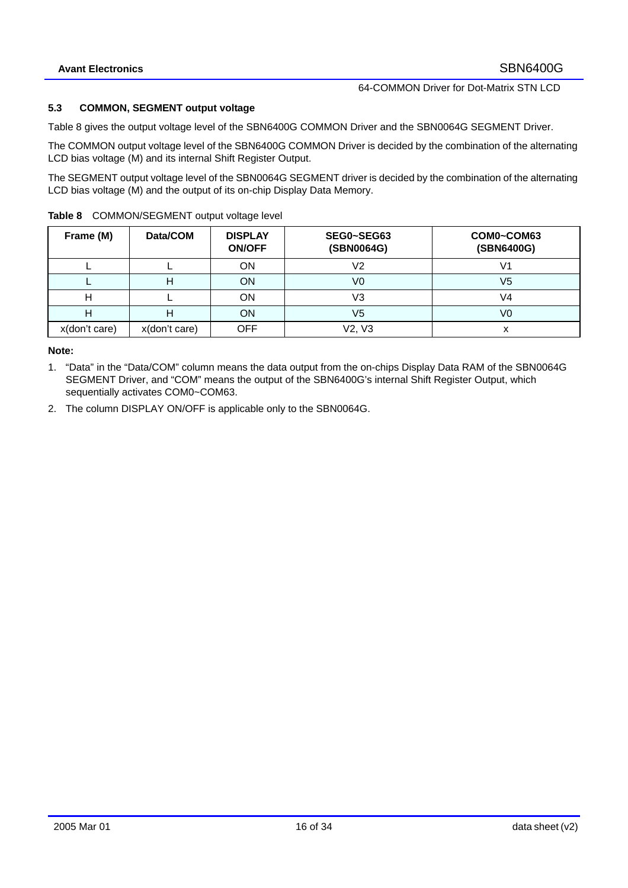### 5.3 COMMON, SEGMENT output voltage

Table 8 gives the output voltage level of the SBN6400G COMMON Driver and the SBN0064G SEGMENT Driver.

The COMMON output voltage level of the SBN6400G COMMON Driver is decided by the combination of the alternating LCD bias voltage (M) and its internal Shift Register Output.

The SEGMENT output voltage level of the SBN0064G SEGMENT driver is decided by the combination of the alternating LCD bias voltage (M) and the output of its on-chip Display Data Memory.

**Table 8** COMMON/SEGMENT output voltage level

| Frame (M) | Data/COM | DISPLAY ON/OFF | SEG0~SEG63 (SBN0064G) | COM0~COM63 (SBN6400G) |
|---|---|---|---|---|
| L | L | ON | V2 | V1 |
| L | H | ON | V0 | V5 |
| H | L | ON | V3 | V4 |
| H | H | ON | V5 | V0 |
| x(don't care) | x(don't care) | OFF | V2, V3 | x |

**Note:**

1. "Data" in the "Data/COM" column means the data output from the on-chips Display Data RAM of the SBN0064G SEGMENT Driver, and "COM" means the output of the SBN6400G's internal Shift Register Output, which sequentially activates COM0~COM63.
2. The column DISPLAY ON/OFF is applicable only to the SBN0064G.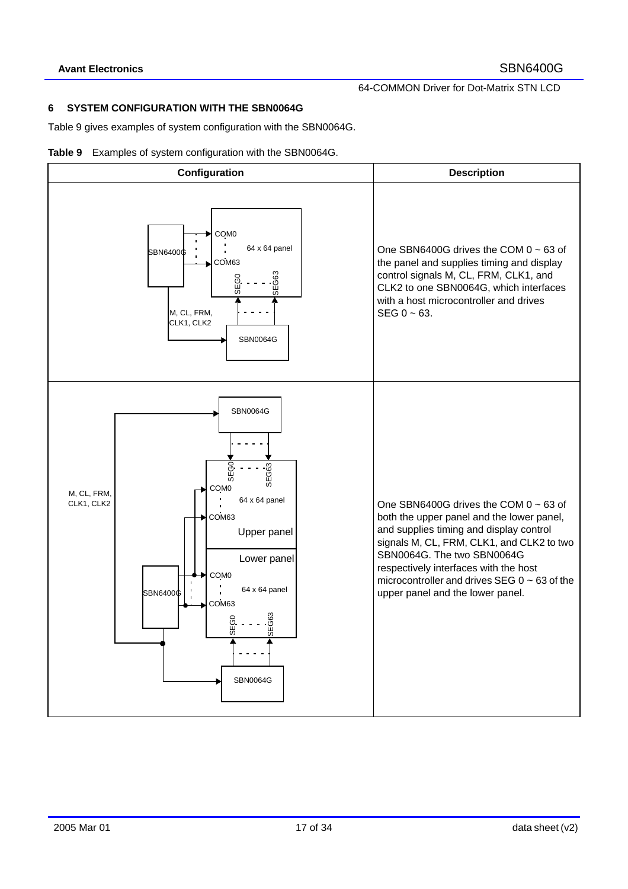## 6 SYSTEM CONFIGURATION WITH THE SBN0064G

Table 9 gives examples of system configuration with the SBN0064G.

**Table 9** Examples of system configuration with the SBN0064G.

| Configuration | Description |
|---|---|
| SBN6400G; COM0; COM63; 64 x 64 panel; SEG0; SEG63; M, CL, FRM, CLK1, CLK2; SBN0064G | One SBN6400G drives the COM 0 ~ 63 of the panel and supplies timing and display control signals M, CL, FRM, CLK1, and CLK2 to one SBN0064G, which interfaces with a host microcontroller and drives SEG 0 ~ 63. |
| SBN0064G; SEG0; SEG63; COM0; 64 x 64 panel; COM63; Upper panel; Lower panel; COM0; 64 x 64 panel; COM63; SEG0; SEG63; SBN6400G; M, CL, FRM, CLK1, CLK2; SBN0064G | One SBN6400G drives the COM 0 ~ 63 of both the upper panel and the lower panel, and supplies timing and display control signals M, CL, FRM, CLK1, and CLK2 to two SBN0064G. The two SBN0064G respectively interfaces with the host microcontroller and drives SEG 0 ~ 63 of the upper panel and the lower panel. |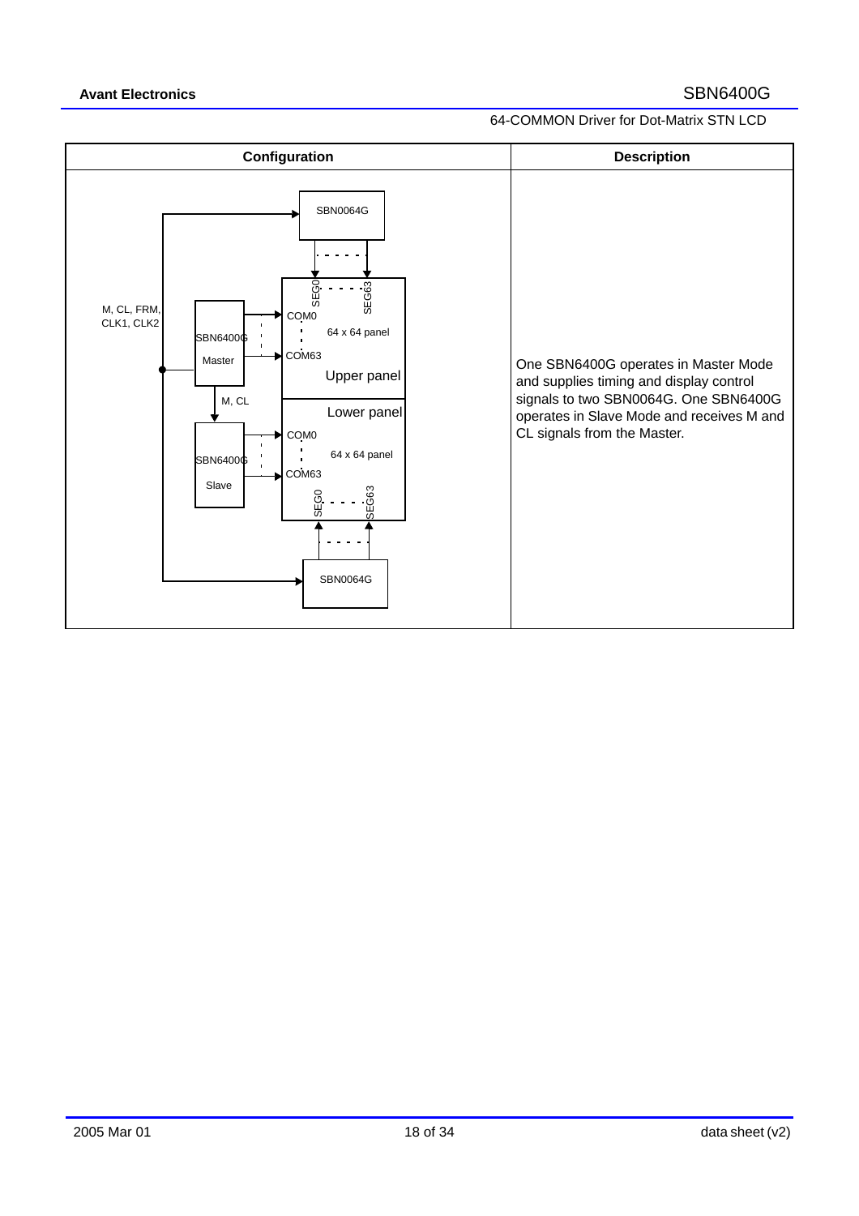| Configuration | Description |
| --- | --- |
| SBN0064G; SEG0 - - - SEG63; M, CL, FRM, CLK1, CLK2; SBN6400G Master; COM0; 64 x 64 panel; COM63; Upper panel; M, CL; Lower panel; SBN6400G Slave; COM0; 64 x 64 panel; COM63; SEG0 - - - SEG63; SBN0064G | One SBN6400G operates in Master Mode and supplies timing and display control signals to two SBN0064G. One SBN6400G operates in Slave Mode and receives M and CL signals from the Master. |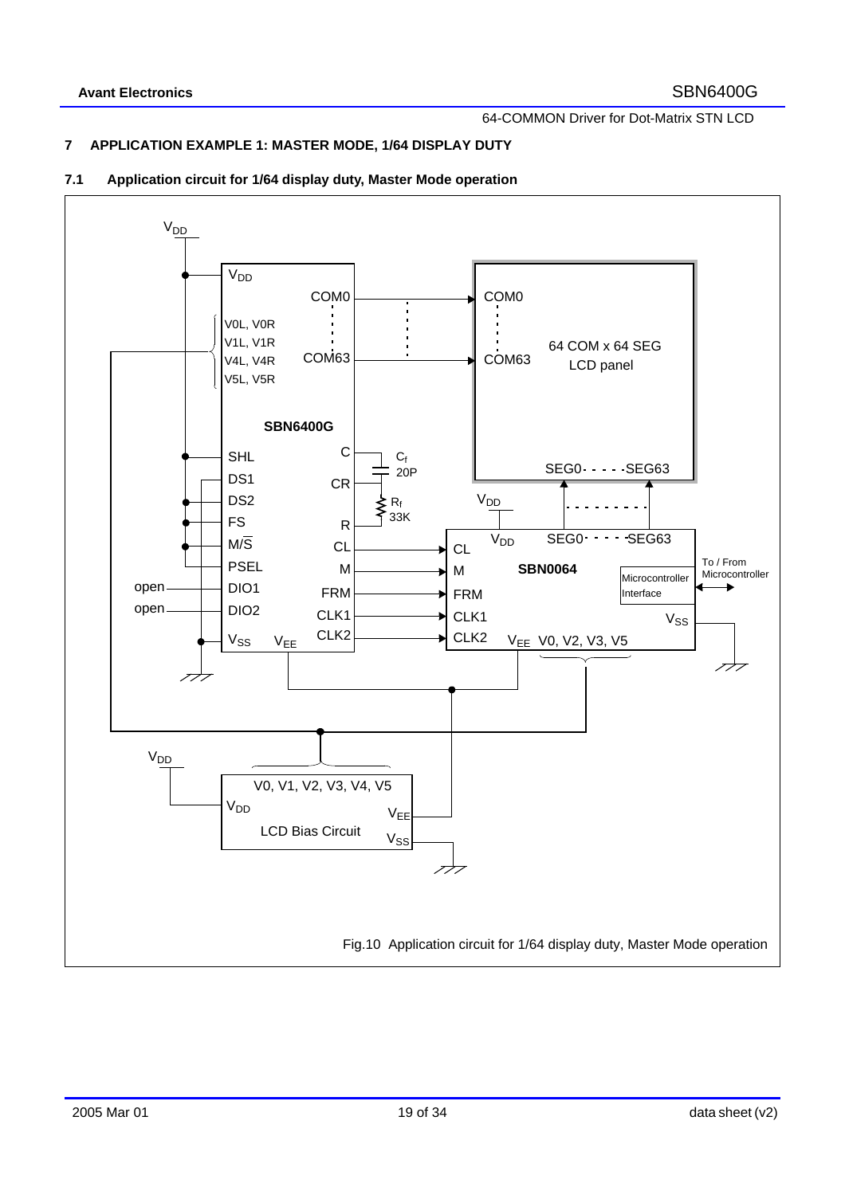## 7 APPLICATION EXAMPLE 1: MASTER MODE, 1/64 DISPLAY DUTY

### 7.1 Application circuit for 1/64 display duty, Master Mode operation

Fig.10 Application circuit for 1/64 display duty, Master Mode operation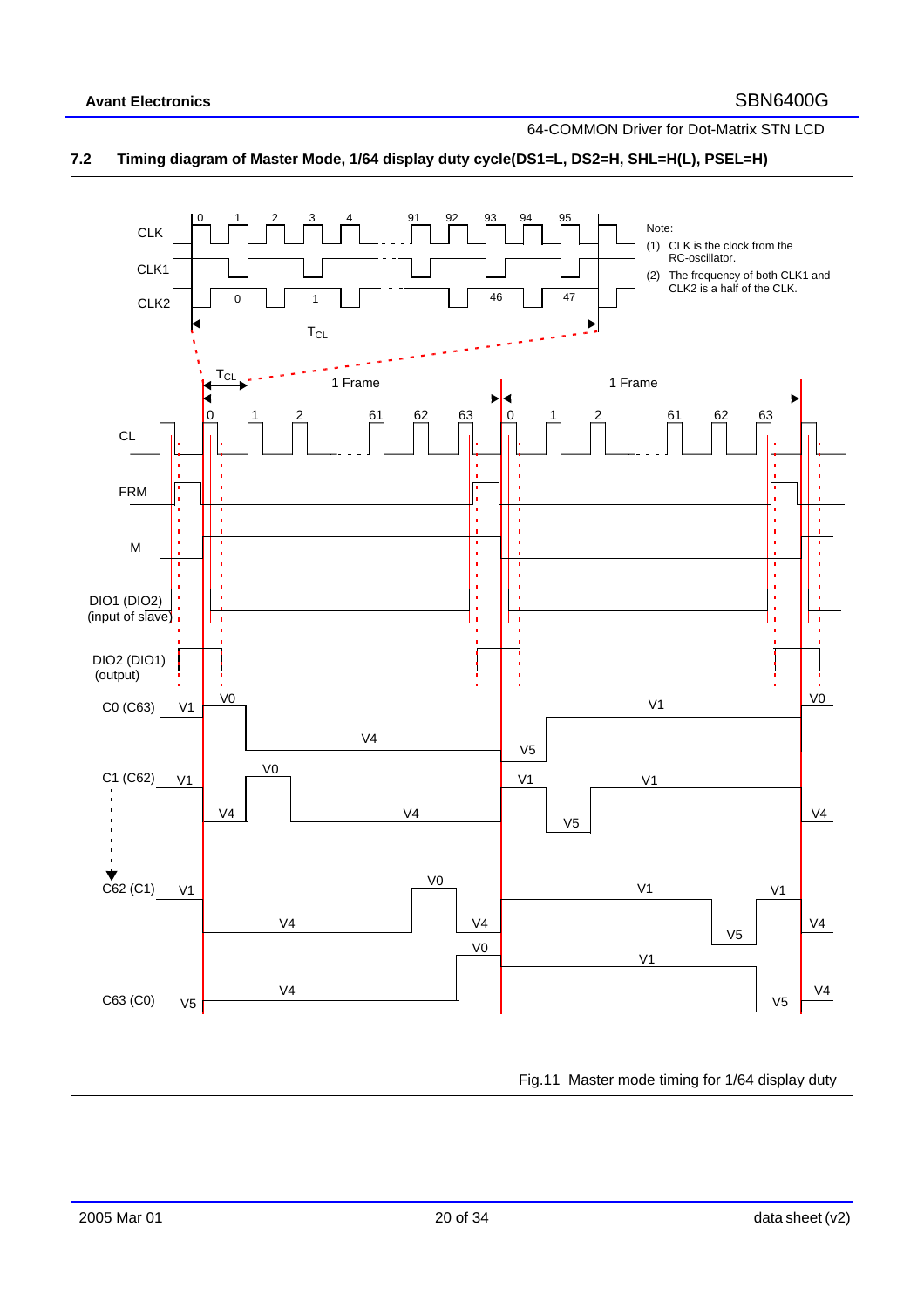### 7.2 Timing diagram of Master Mode, 1/64 display duty cycle(DS1=L, DS2=H, SHL=H(L), PSEL=H)

Note:

(1) CLK is the clock from the RC-oscillator.

(2) The frequency of both CLK1 and CLK2 is a half of the CLK.

Fig.11 Master mode timing for 1/64 display duty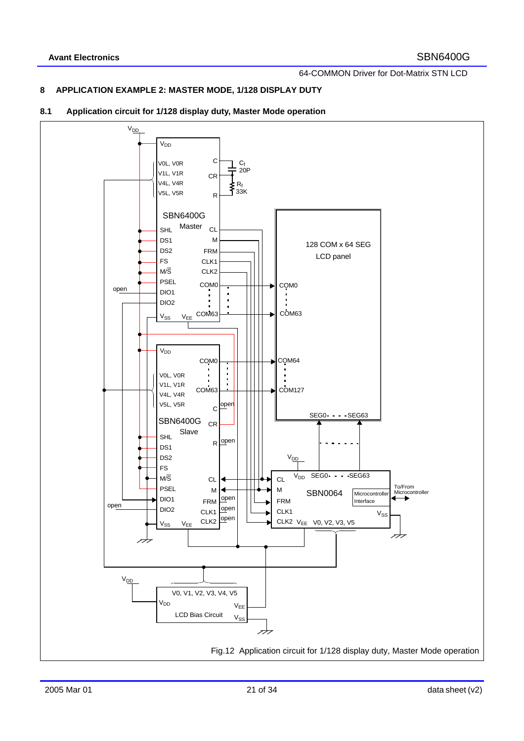## 8 APPLICATION EXAMPLE 2: MASTER MODE, 1/128 DISPLAY DUTY

### 8.1 Application circuit for 1/128 display duty, Master Mode operation

Fig.12 Application circuit for 1/128 display duty, Master Mode operation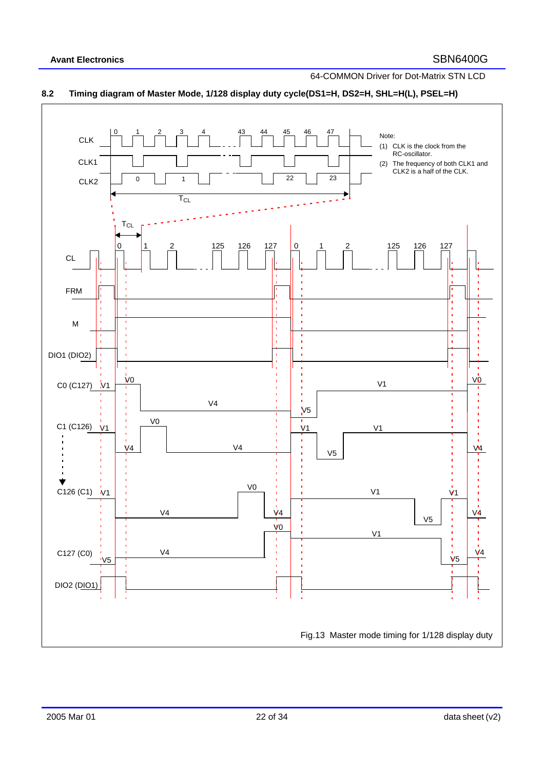## 8.2 Timing diagram of Master Mode, 1/128 display duty cycle(DS1=H, DS2=H, SHL=H(L), PSEL=H)

Note:

(1) CLK is the clock from the RC-oscillator.

(2) The frequency of both CLK1 and CLK2 is a half of the CLK.

Fig.13 Master mode timing for 1/128 display duty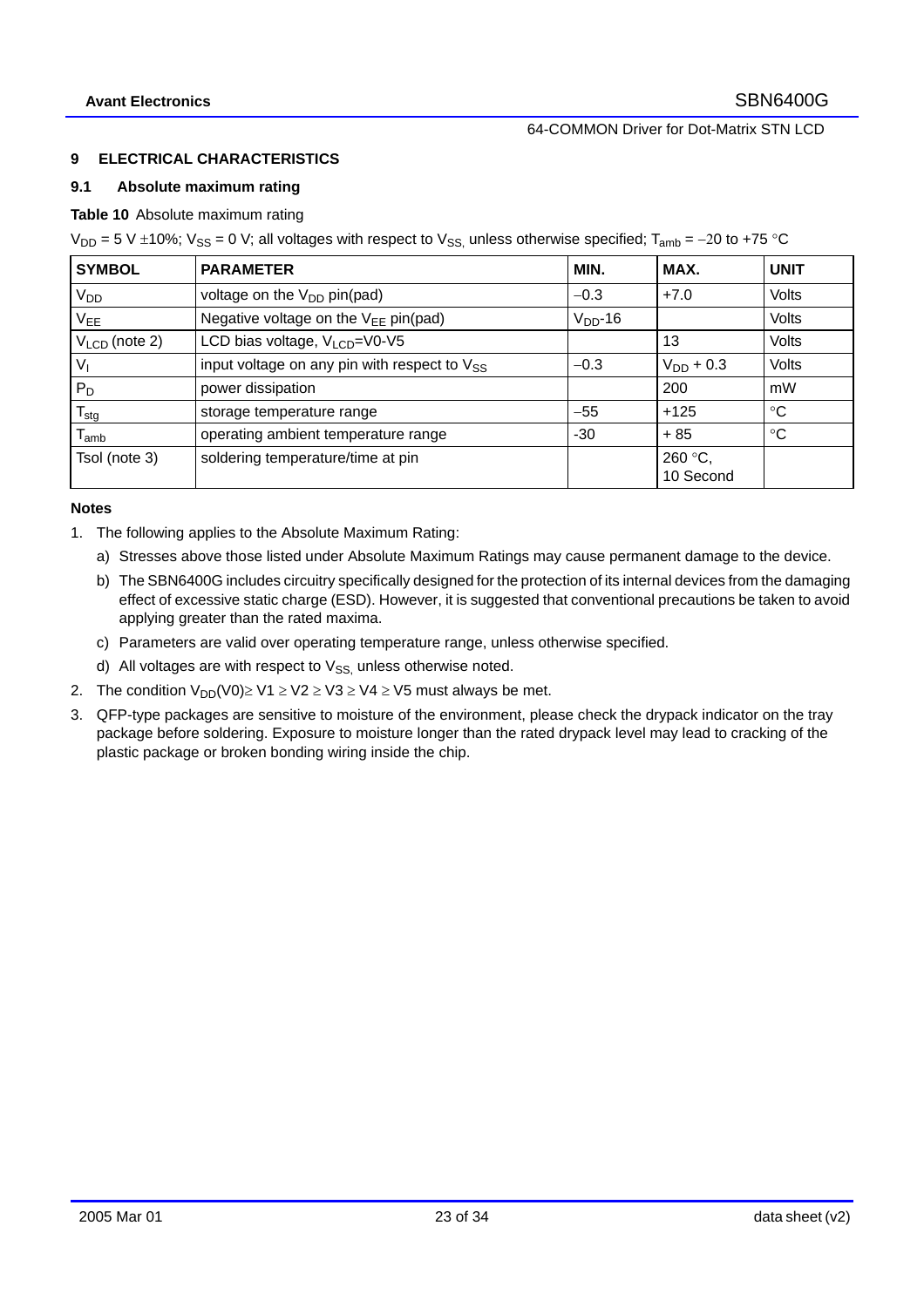## 9 ELECTRICAL CHARACTERISTICS

### 9.1 Absolute maximum rating

**Table 10** Absolute maximum rating

$V_{DD}$ = 5 V ±10%; $V_{SS}$ = 0 V; all voltages with respect to $V_{SS,}$ unless otherwise specified; $T_{amb}$ = −20 to +75 °C

| SYMBOL | PARAMETER | MIN. | MAX. | UNIT |
|---|---|---|---|---|
| $V_{DD}$ | voltage on the $V_{DD}$ pin(pad) | −0.3 | +7.0 | Volts |
| $V_{EE}$ | Negative voltage on the $V_{EE}$ pin(pad) | $V_{DD}$-16 | | Volts |
| $V_{LCD}$ (note 2) | LCD bias voltage, $V_{LCD}$=V0-V5 | | 13 | Volts |
| $V_I$ | input voltage on any pin with respect to $V_{SS}$ | −0.3 | $V_{DD}$ + 0.3 | Volts |
| $P_D$ | power dissipation | | 200 | mW |
| $T_{stg}$ | storage temperature range | −55 | +125 | °C |
| $T_{amb}$ | operating ambient temperature range | -30 | + 85 | °C |
| Tsol (note 3) | soldering temperature/time at pin | | 260 °C, 10 Second | |

**Notes**

1. The following applies to the Absolute Maximum Rating:
   a) Stresses above those listed under Absolute Maximum Ratings may cause permanent damage to the device.
   b) The SBN6400G includes circuitry specifically designed for the protection of its internal devices from the damaging effect of excessive static charge (ESD). However, it is suggested that conventional precautions be taken to avoid applying greater than the rated maxima.
   c) Parameters are valid over operating temperature range, unless otherwise specified.
   d) All voltages are with respect to $V_{SS,}$ unless otherwise noted.
2. The condition $V_{DD}$(V0)≥ V1 ≥ V2 ≥ V3 ≥ V4 ≥ V5 must always be met.
3. QFP-type packages are sensitive to moisture of the environment, please check the drypack indicator on the tray package before soldering. Exposure to moisture longer than the rated drypack level may lead to cracking of the plastic package or broken bonding wiring inside the chip.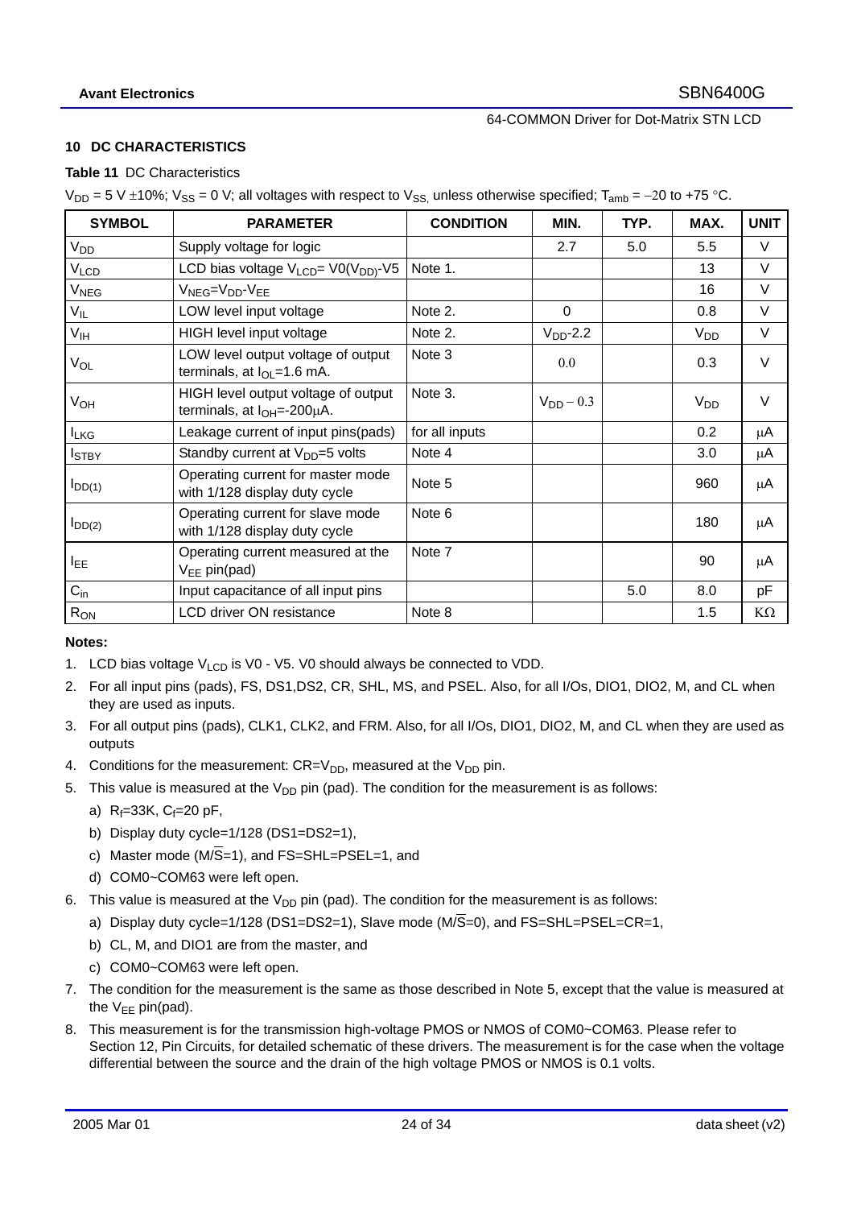## 10 DC CHARACTERISTICS

**Table 11** DC Characteristics

$V_{DD}$ = 5 V ±10%; $V_{SS}$ = 0 V; all voltages with respect to $V_{SS,}$ unless otherwise specified; $T_{amb}$ = −20 to +75 °C.

| SYMBOL | PARAMETER | CONDITION | MIN. | TYP. | MAX. | UNIT |
|---|---|---|---|---|---|---|
| $V_{DD}$ | Supply voltage for logic | | 2.7 | 5.0 | 5.5 | V |
| $V_{LCD}$ | LCD bias voltage $V_{LCD}$= V0($V_{DD}$)-V5 | Note 1. | | | 13 | V |
| $V_{NEG}$ | $V_{NEG}$=$V_{DD}$-$V_{EE}$ | | | | 16 | V |
| $V_{IL}$ | LOW level input voltage | Note 2. | 0 | | 0.8 | V |
| $V_{IH}$ | HIGH level input voltage | Note 2. | $V_{DD}$-2.2 | | $V_{DD}$ | V |
| $V_{OL}$ | LOW level output voltage of output terminals, at $I_{OL}$=1.6 mA. | Note 3 | 0.0 | | 0.3 | V |
| $V_{OH}$ | HIGH level output voltage of output terminals, at $I_{OH}$=-200μA. | Note 3. | $V_{DD}$ − 0.3 | | $V_{DD}$ | V |
| $I_{LKG}$ | Leakage current of input pins(pads) | for all inputs | | | 0.2 | μA |
| $I_{STBY}$ | Standby current at $V_{DD}$=5 volts | Note 4 | | | 3.0 | μA |
| $I_{DD(1)}$ | Operating current for master mode with 1/128 display duty cycle | Note 5 | | | 960 | μA |
| $I_{DD(2)}$ | Operating current for slave mode with 1/128 display duty cycle | Note 6 | | | 180 | μA |
| $I_{EE}$ | Operating current measured at the $V_{EE}$ pin(pad) | Note 7 | | | 90 | μA |
| $C_{in}$ | Input capacitance of all input pins | | | 5.0 | 8.0 | pF |
| $R_{ON}$ | LCD driver ON resistance | Note 8 | | | 1.5 | KΩ |

**Notes:**

1. LCD bias voltage $V_{LCD}$ is V0 - V5. V0 should always be connected to VDD.
2. For all input pins (pads), FS, DS1,DS2, CR, SHL, MS, and PSEL. Also, for all I/Os, DIO1, DIO2, M, and CL when they are used as inputs.
3. For all output pins (pads), CLK1, CLK2, and FRM. Also, for all I/Os, DIO1, DIO2, M, and CL when they are used as outputs
4. Conditions for the measurement: CR=$V_{DD}$, measured at the $V_{DD}$ pin.
5. This value is measured at the $V_{DD}$ pin (pad). The condition for the measurement is as follows:
   a) $R_f$=33K, $C_f$=20 pF,
   b) Display duty cycle=1/128 (DS1=DS2=1),
   c) Master mode (M/$\overline{S}$=1), and FS=SHL=PSEL=1, and
   d) COM0~COM63 were left open.
6. This value is measured at the $V_{DD}$ pin (pad). The condition for the measurement is as follows:
   a) Display duty cycle=1/128 (DS1=DS2=1), Slave mode (M/$\overline{S}$=0), and FS=SHL=PSEL=CR=1,
   b) CL, M, and DIO1 are from the master, and
   c) COM0~COM63 were left open.
7. The condition for the measurement is the same as those described in Note 5, except that the value is measured at the $V_{EE}$ pin(pad).
8. This measurement is for the transmission high-voltage PMOS or NMOS of COM0~COM63. Please refer to Section 12, Pin Circuits, for detailed schematic of these drivers. The measurement is for the case when the voltage differential between the source and the drain of the high voltage PMOS or NMOS is 0.1 volts.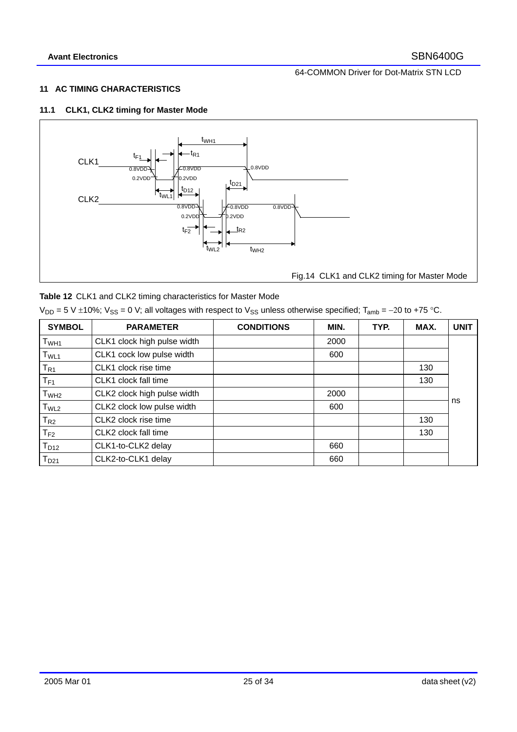## 11 AC TIMING CHARACTERISTICS

### 11.1 CLK1, CLK2 timing for Master Mode

Fig.14 CLK1 and CLK2 timing for Master Mode

**Table 12** CLK1 and CLK2 timing characteristics for Master Mode

$V_{DD}$ = 5 V ±10%; $V_{SS}$ = 0 V; all voltages with respect to $V_{SS}$ unless otherwise specified; $T_{amb}$ = −20 to +75 °C.

| SYMBOL | PARAMETER | CONDITIONS | MIN. | TYP. | MAX. | UNIT |
|---|---|---|---|---|---|---|
| $T_{WH1}$ | CLK1 clock high pulse width | | 2000 | | | ns |
| $T_{WL1}$ | CLK1 cock low pulse width | | 600 | | | |
| $T_{R1}$ | CLK1 clock rise time | | | | 130 | |
| $T_{F1}$ | CLK1 clock fall time | | | | 130 | |
| $T_{WH2}$ | CLK2 clock high pulse width | | 2000 | | | |
| $T_{WL2}$ | CLK2 clock low pulse width | | 600 | | | |
| $T_{R2}$ | CLK2 clock rise time | | | | 130 | |
| $T_{F2}$ | CLK2 clock fall time | | | | 130 | |
| $T_{D12}$ | CLK1-to-CLK2 delay | | 660 | | | |
| $T_{D21}$ | CLK2-to-CLK1 delay | | 660 | | | |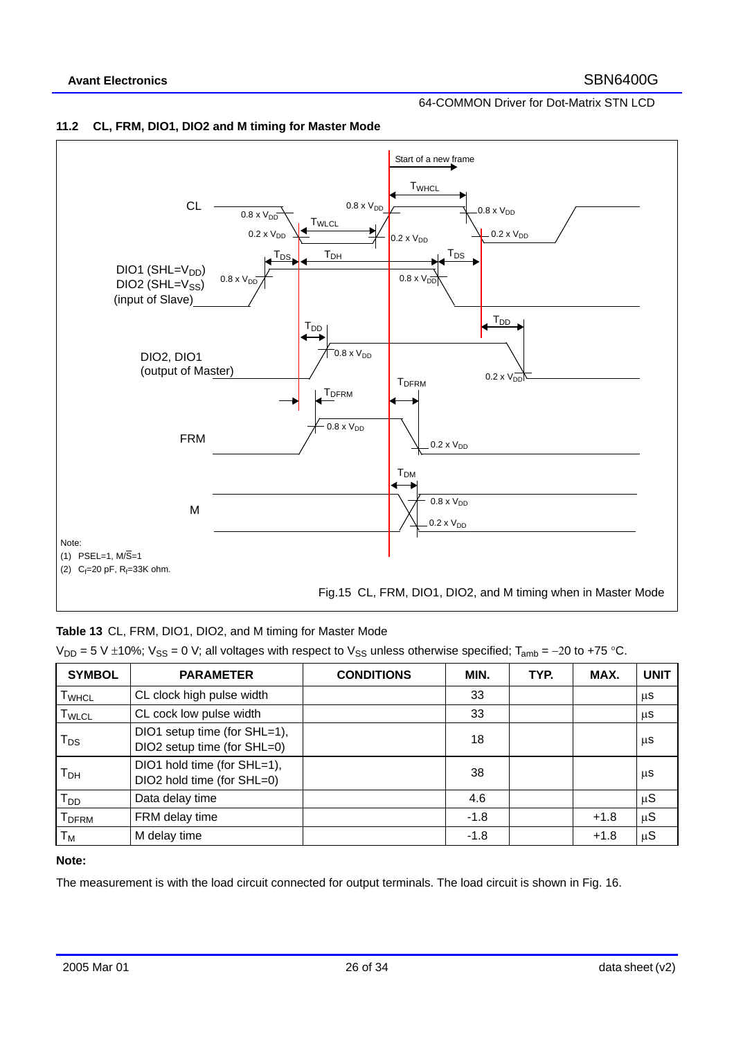## 11.2 CL, FRM, DIO1, DIO2 and M timing for Master Mode

Note:
(1) PSEL=1, M/$\overline{S}$=1
(2) $C_f$=20 pF, $R_f$=33K ohm.

Fig.15 CL, FRM, DIO1, DIO2, and M timing when in Master Mode

**Table 13** CL, FRM, DIO1, DIO2, and M timing for Master Mode

$V_{DD}$ = 5 V ±10%; $V_{SS}$ = 0 V; all voltages with respect to $V_{SS}$ unless otherwise specified; $T_{amb}$ = −20 to +75 °C.

| SYMBOL | PARAMETER | CONDITIONS | MIN. | TYP. | MAX. | UNIT |
|---|---|---|---|---|---|---|
| $T_{WHCL}$ | CL clock high pulse width | | 33 | | | μs |
| $T_{WLCL}$ | CL cock low pulse width | | 33 | | | μs |
| $T_{DS}$ | DIO1 setup time (for SHL=1), DIO2 setup time (for SHL=0) | | 18 | | | μs |
| $T_{DH}$ | DIO1 hold time (for SHL=1), DIO2 hold time (for SHL=0) | | 38 | | | μs |
| $T_{DD}$ | Data delay time | | 4.6 | | | μS |
| $T_{DFRM}$ | FRM delay time | | -1.8 | | +1.8 | μS |
| $T_M$ | M delay time | | -1.8 | | +1.8 | μS |

**Note:**

The measurement is with the load circuit connected for output terminals. The load circuit is shown in Fig. 16.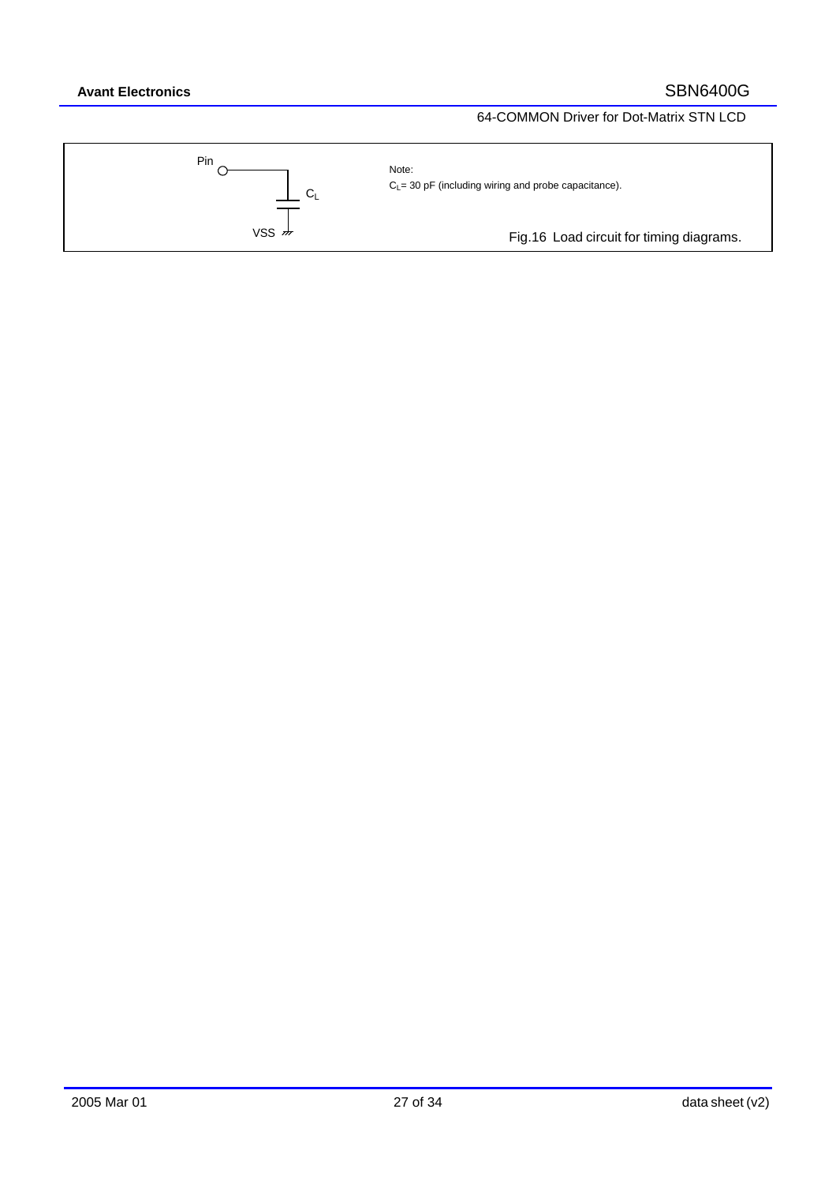Pin

$C_L$

VSS

Note:

$C_L$= 30 pF (including wiring and probe capacitance).

Fig.16 Load circuit for timing diagrams.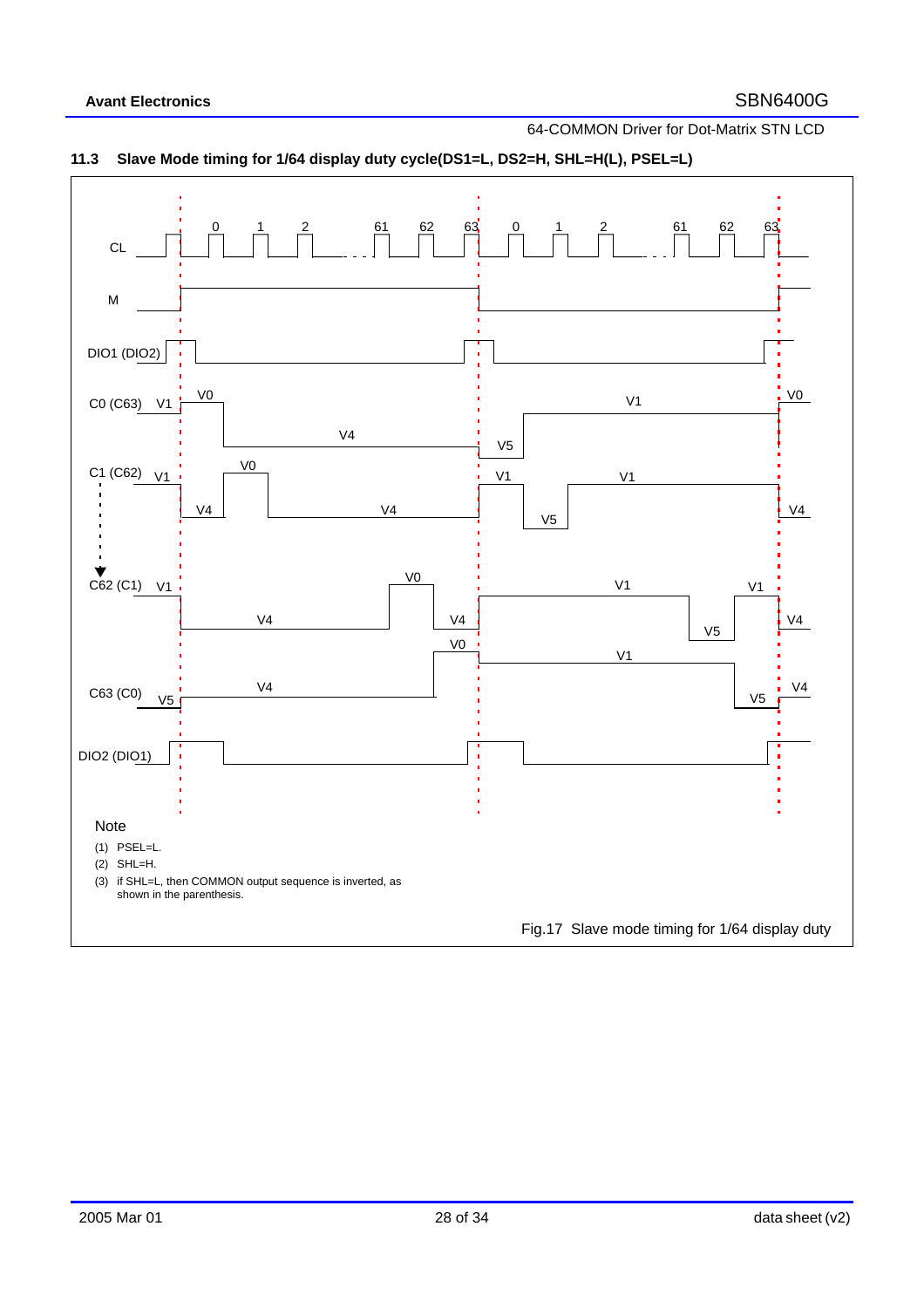### 11.3 Slave Mode timing for 1/64 display duty cycle(DS1=L, DS2=H, SHL=H(L), PSEL=L)

Note

(1) PSEL=L.

(2) SHL=H.

(3) if SHL=L, then COMMON output sequence is inverted, as shown in the parenthesis.

Fig.17 Slave mode timing for 1/64 display duty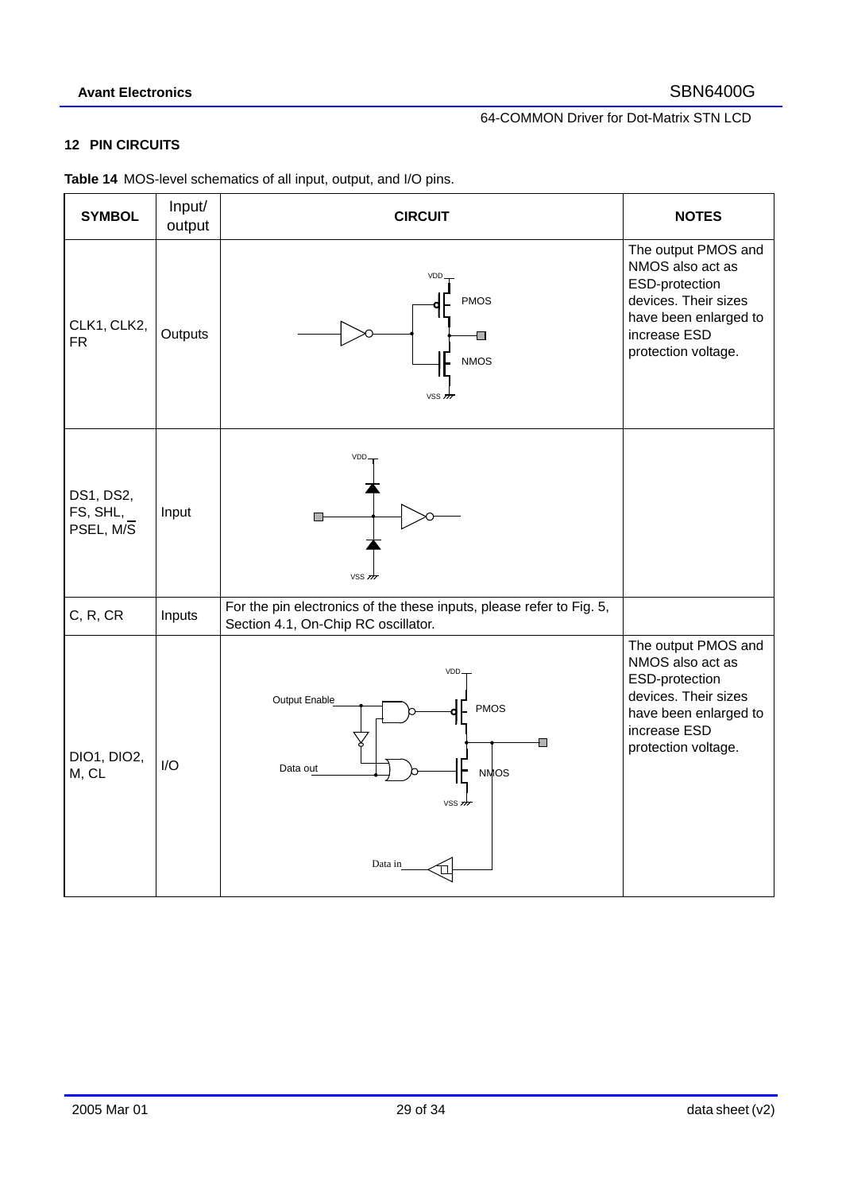## 12 PIN CIRCUITS

**Table 14** MOS-level schematics of all input, output, and I/O pins.

| SYMBOL | Input/ output | CIRCUIT | NOTES |
|---|---|---|---|
| CLK1, CLK2, FR | Outputs | VDD PMOS NMOS VSS | The output PMOS and NMOS also act as ESD-protection devices. Their sizes have been enlarged to increase ESD protection voltage. |
| DS1, DS2, FS, SHL, PSEL, M/$\overline{S}$ | Input | VDD VSS | |
| C, R, CR | Inputs | For the pin electronics of the these inputs, please refer to Fig. 5, Section 4.1, On-Chip RC oscillator. | |
| DIO1, DIO2, M, CL | I/O | VDD Output Enable PMOS Data out NMOS VSS Data in | The output PMOS and NMOS also act as ESD-protection devices. Their sizes have been enlarged to increase ESD protection voltage. |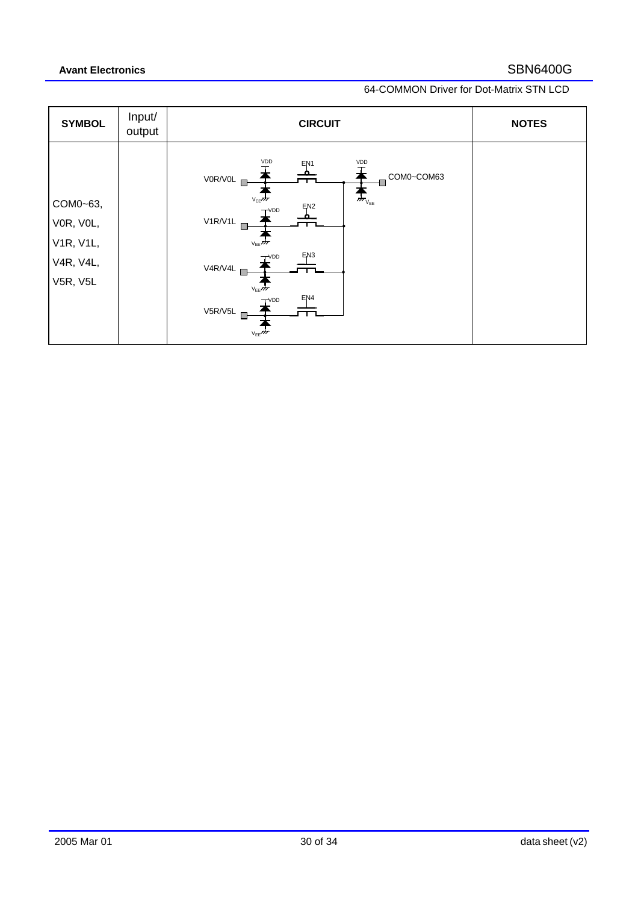| SYMBOL | Input/ output | CIRCUIT | NOTES |
|---|---|---|---|
| COM0~63, V0R, V0L, V1R, V1L, V4R, V4L, V5R, V5L | | VDD EN1 VDD V0R/V0L COM0~COM63 $V_{EE}$ EN2 VDD V1R/V1L $V_{EE}$ VDD $V_{EE}$ EN3 VDD V4R/V4L $V_{EE}$ EN4 VDD V5R/V5L $V_{EE}$ | |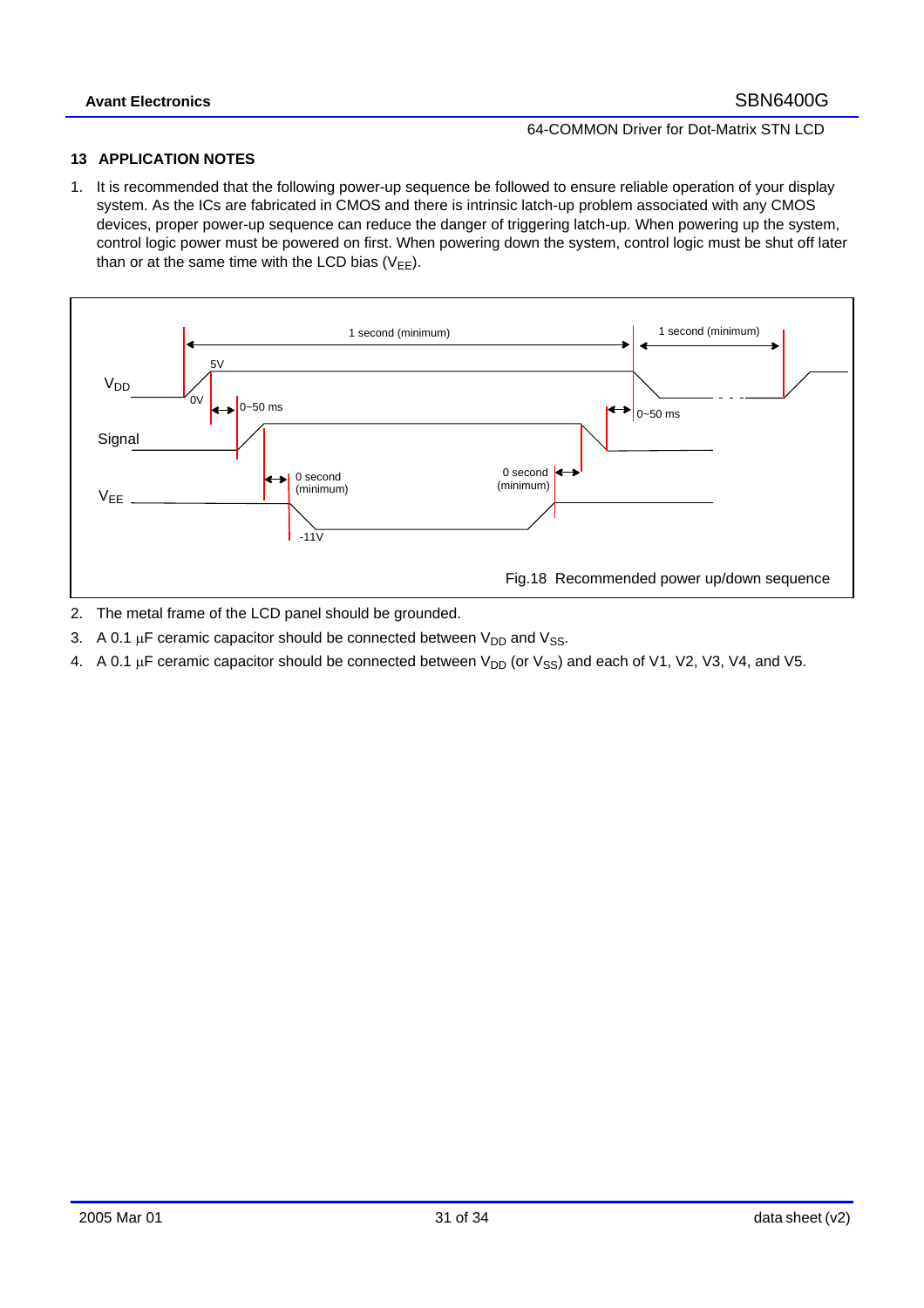## 13 APPLICATION NOTES

1. It is recommended that the following power-up sequence be followed to ensure reliable operation of your display system. As the ICs are fabricated in CMOS and there is intrinsic latch-up problem associated with any CMOS devices, proper power-up sequence can reduce the danger of triggering latch-up. When powering up the system, control logic power must be powered on first. When powering down the system, control logic must be shut off later than or at the same time with the LCD bias ($V_{EE}$).

1 second (minimum) 1 second (minimum)

$V_{DD}$ 5V 0V 0~50 ms 0~50 ms

Signal

0 second (minimum) 0 second (minimum)

$V_{EE}$ -11V

Fig.18 Recommended power up/down sequence

2. The metal frame of the LCD panel should be grounded.
3. A 0.1 μF ceramic capacitor should be connected between $V_{DD}$ and $V_{SS}$.
4. A 0.1 μF ceramic capacitor should be connected between $V_{DD}$ (or $V_{SS}$) and each of V1, V2, V3, V4, and V5.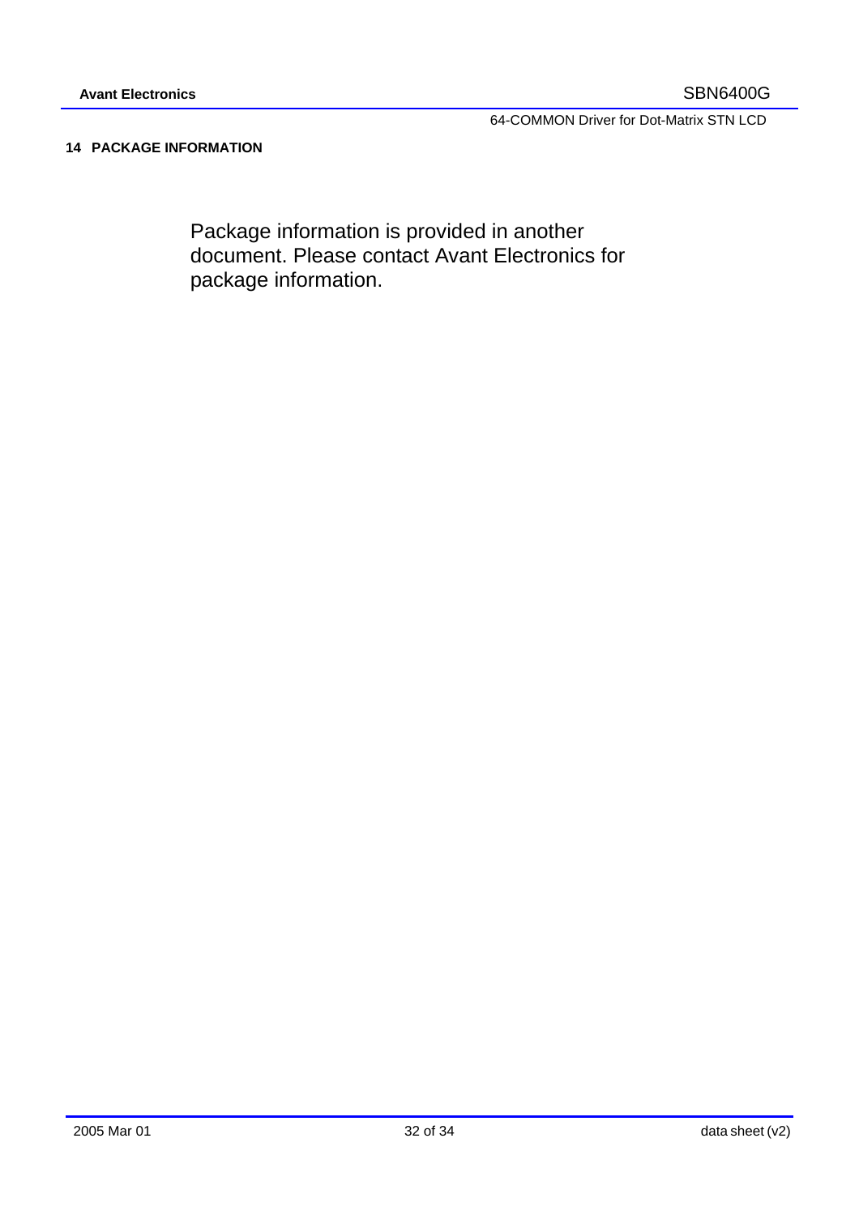## 14 PACKAGE INFORMATION

Package information is provided in another document. Please contact Avant Electronics for package information.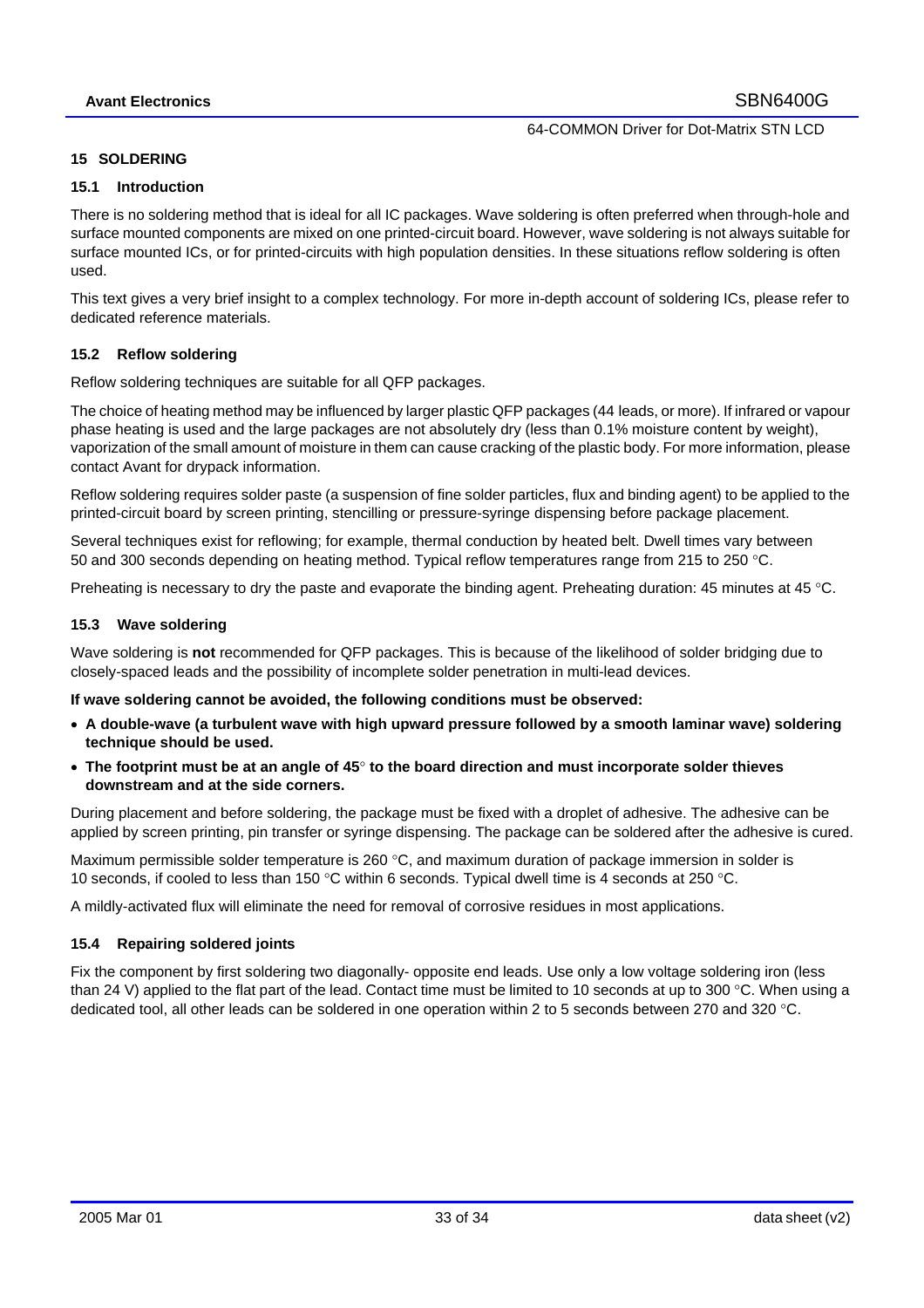## 15 SOLDERING

### 15.1 Introduction

There is no soldering method that is ideal for all IC packages. Wave soldering is often preferred when through-hole and surface mounted components are mixed on one printed-circuit board. However, wave soldering is not always suitable for surface mounted ICs, or for printed-circuits with high population densities. In these situations reflow soldering is often used.

This text gives a very brief insight to a complex technology. For more in-depth account of soldering ICs, please refer to dedicated reference materials.

### 15.2 Reflow soldering

Reflow soldering techniques are suitable for all QFP packages.

The choice of heating method may be influenced by larger plastic QFP packages (44 leads, or more). If infrared or vapour phase heating is used and the large packages are not absolutely dry (less than 0.1% moisture content by weight), vaporization of the small amount of moisture in them can cause cracking of the plastic body. For more information, please contact Avant for drypack information.

Reflow soldering requires solder paste (a suspension of fine solder particles, flux and binding agent) to be applied to the printed-circuit board by screen printing, stencilling or pressure-syringe dispensing before package placement.

Several techniques exist for reflowing; for example, thermal conduction by heated belt. Dwell times vary between 50 and 300 seconds depending on heating method. Typical reflow temperatures range from 215 to 250 °C.

Preheating is necessary to dry the paste and evaporate the binding agent. Preheating duration: 45 minutes at 45 °C.

### 15.3 Wave soldering

Wave soldering is **not** recommended for QFP packages. This is because of the likelihood of solder bridging due to closely-spaced leads and the possibility of incomplete solder penetration in multi-lead devices.

**If wave soldering cannot be avoided, the following conditions must be observed:**

- **A double-wave (a turbulent wave with high upward pressure followed by a smooth laminar wave) soldering technique should be used.**
- **The footprint must be at an angle of 45° to the board direction and must incorporate solder thieves downstream and at the side corners.**

During placement and before soldering, the package must be fixed with a droplet of adhesive. The adhesive can be applied by screen printing, pin transfer or syringe dispensing. The package can be soldered after the adhesive is cured.

Maximum permissible solder temperature is 260 °C, and maximum duration of package immersion in solder is 10 seconds, if cooled to less than 150 °C within 6 seconds. Typical dwell time is 4 seconds at 250 °C.

A mildly-activated flux will eliminate the need for removal of corrosive residues in most applications.

### 15.4 Repairing soldered joints

Fix the component by first soldering two diagonally- opposite end leads. Use only a low voltage soldering iron (less than 24 V) applied to the flat part of the lead. Contact time must be limited to 10 seconds at up to 300 °C. When using a dedicated tool, all other leads can be soldered in one operation within 2 to 5 seconds between 270 and 320 °C.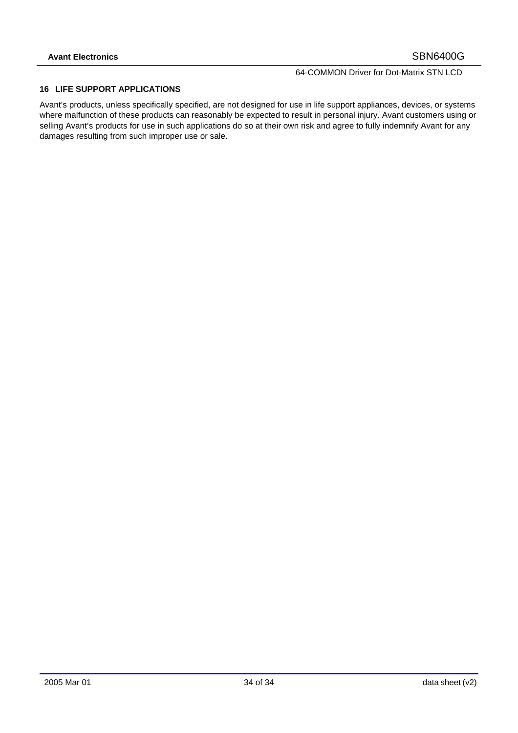## 16 LIFE SUPPORT APPLICATIONS

Avant's products, unless specifically specified, are not designed for use in life support appliances, devices, or systems where malfunction of these products can reasonably be expected to result in personal injury. Avant customers using or selling Avant's products for use in such applications do so at their own risk and agree to fully indemnify Avant for any damages resulting from such improper use or sale.